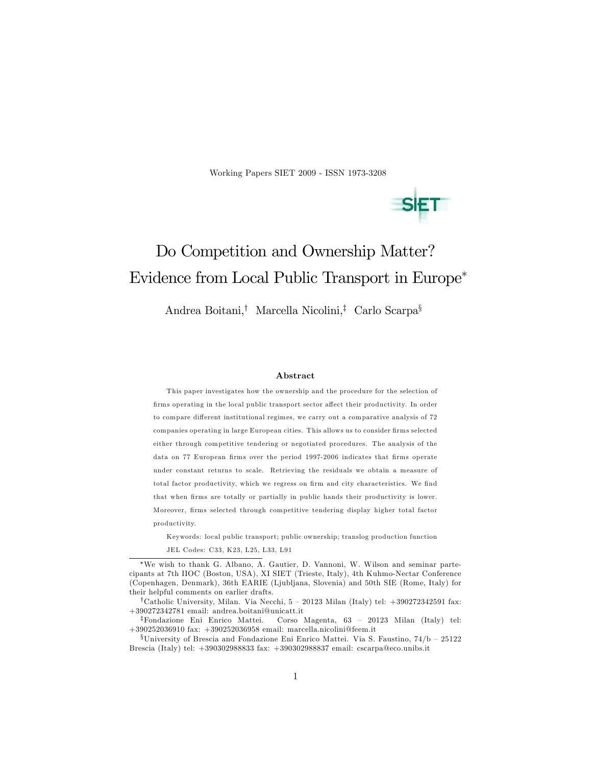Working Papers SIET 2009 - ISSN 1973-3208

# Do Competition and Ownership Matter? Evidence from Local Public Transport in Europe*

Andrea Boitani,[†] Marcella Nicolini,[‡] Carlo Scarpa[§]

### Abstract

This paper investigates how the ownership and the procedure for the selection of firms operating in the local public transport sector affect their productivity. In order to compare different institutional regimes, we carry out a comparative analysis of 72 companies operating in large European cities. This allows us to consider firms selected either through competitive tendering or negotiated procedures. The analysis of the data on 77 European firms over the period 1997-2006 indicates that firms operate under constant returns to scale. Retrieving the residuals we obtain a measure of total factor productivity, which we regress on firm and city characteristics. We find that when firms are totally or partially in public hands their productivity is lower. Moreover, firms selected through competitive tendering display higher total factor productivity.

Keywords: local public transport; public ownership; translog production function

JEL Codes: C33, K23, L25, L33, L91

---

*We wish to thank G. Albano, A. Gautier, D. Vannoni, W. Wilson and seminar partecipants at 7th IIOC (Boston, USA), XI SIET (Trieste, Italy), 4th Kuhmo-Nectar Conference (Copenhagen, Denmark), 36th EARIE (Ljubljana, Slovenia) and 50th SIE (Rome, Italy) for their helpful comments on earlier drafts.

[†]Catholic University, Milan. Via Necchi, 5 – 20123 Milan (Italy) tel: +390272342591 fax: +390272342781 email: andrea.boitani@unicatt.it

[‡]Fondazione Eni Enrico Mattei. Corso Magenta, 63 – 20123 Milan (Italy) tel: +390252036910 fax: +390252036958 email: marcella.nicolini@feem.it

[§]University of Brescia and Fondazione Eni Enrico Mattei. Via S. Faustino, 74/b – 25122 Brescia (Italy) tel: +390302988833 fax: +390302988837 email: cscarpa@eco.unibs.it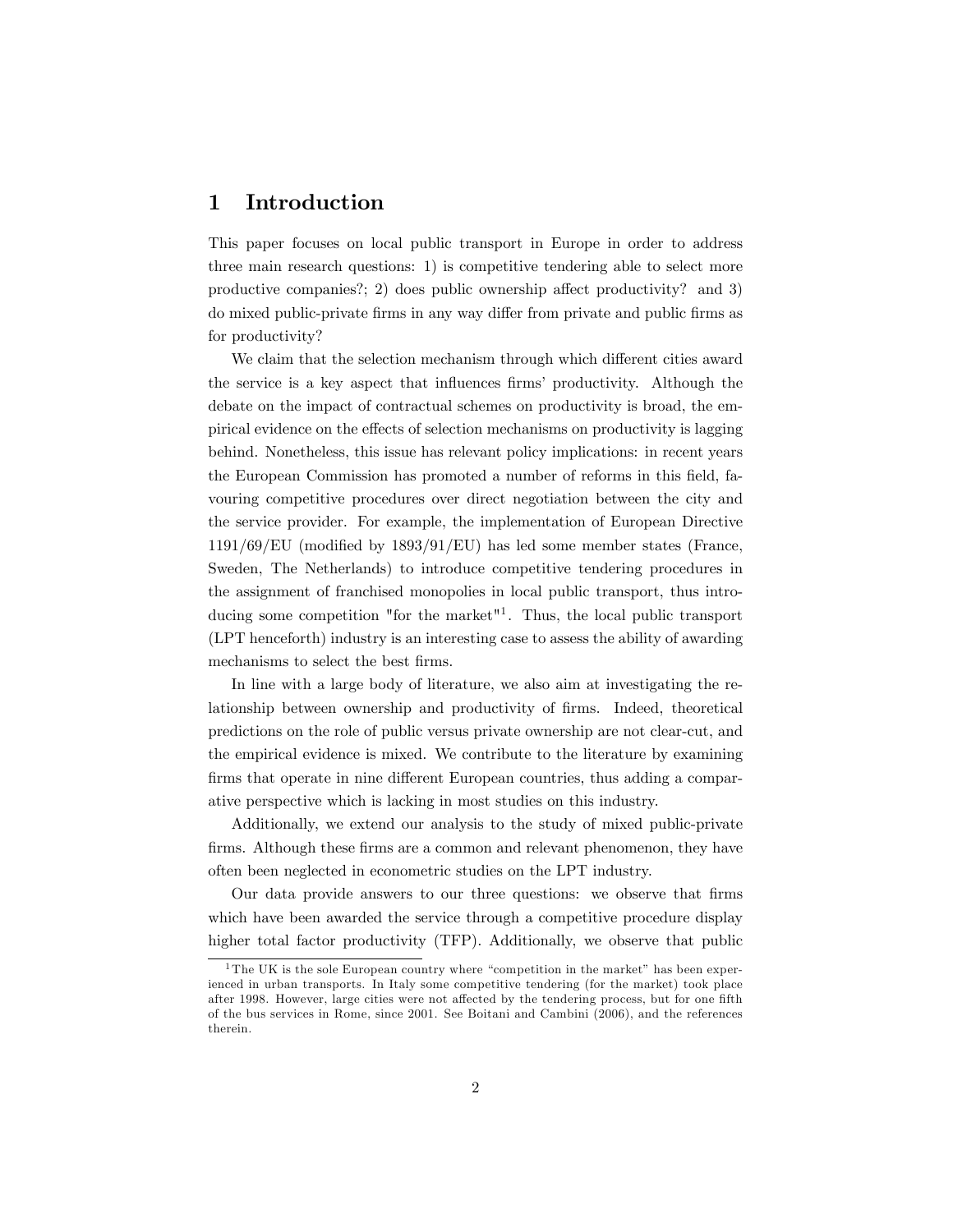# 1 Introduction

This paper focuses on local public transport in Europe in order to address three main research questions: 1) is competitive tendering able to select more productive companies?; 2) does public ownership affect productivity? and 3) do mixed public-private firms in any way differ from private and public firms as for productivity?

We claim that the selection mechanism through which different cities award the service is a key aspect that influences firms' productivity. Although the debate on the impact of contractual schemes on productivity is broad, the empirical evidence on the effects of selection mechanisms on productivity is lagging behind. Nonetheless, this issue has relevant policy implications: in recent years the European Commission has promoted a number of reforms in this field, favouring competitive procedures over direct negotiation between the city and the service provider. For example, the implementation of European Directive 1191/69/EU (modified by 1893/91/EU) has led some member states (France, Sweden, The Netherlands) to introduce competitive tendering procedures in the assignment of franchised monopolies in local public transport, thus introducing some competition "for the market"[1]. Thus, the local public transport (LPT henceforth) industry is an interesting case to assess the ability of awarding mechanisms to select the best firms.

In line with a large body of literature, we also aim at investigating the relationship between ownership and productivity of firms. Indeed, theoretical predictions on the role of public versus private ownership are not clear-cut, and the empirical evidence is mixed. We contribute to the literature by examining firms that operate in nine different European countries, thus adding a comparative perspective which is lacking in most studies on this industry.

Additionally, we extend our analysis to the study of mixed public-private firms. Although these firms are a common and relevant phenomenon, they have often been neglected in econometric studies on the LPT industry.

Our data provide answers to our three questions: we observe that firms which have been awarded the service through a competitive procedure display higher total factor productivity (TFP). Additionally, we observe that public

[1] The UK is the sole European country where "competition in the market" has been experienced in urban transports. In Italy some competitive tendering (for the market) took place after 1998. However, large cities were not affected by the tendering process, but for one fifth of the bus services in Rome, since 2001. See Boitani and Cambini (2006), and the references therein.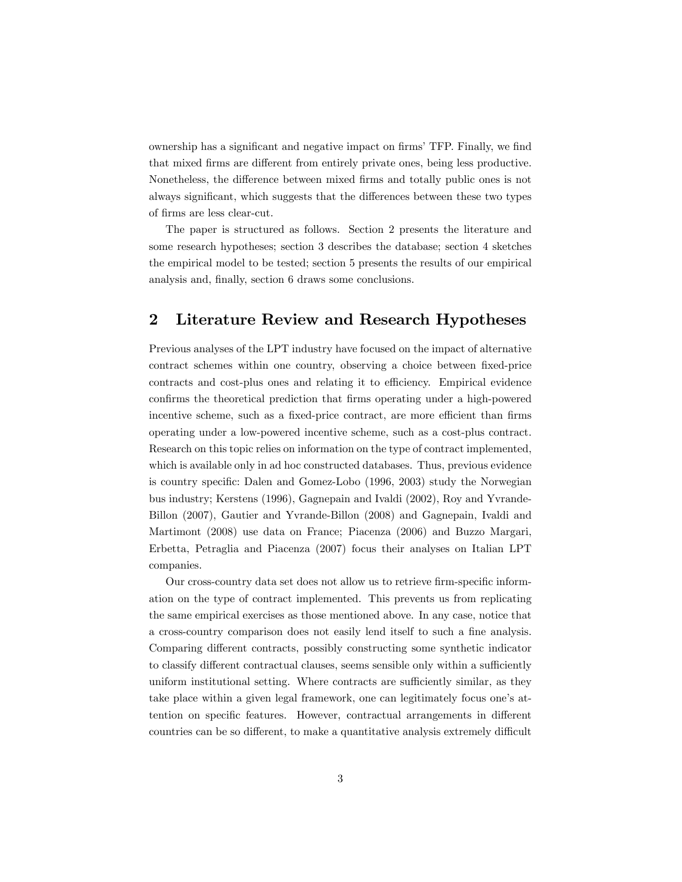ownership has a significant and negative impact on firms' TFP. Finally, we find that mixed firms are different from entirely private ones, being less productive. Nonetheless, the difference between mixed firms and totally public ones is not always significant, which suggests that the differences between these two types of firms are less clear-cut.

The paper is structured as follows. Section 2 presents the literature and some research hypotheses; section 3 describes the database; section 4 sketches the empirical model to be tested; section 5 presents the results of our empirical analysis and, finally, section 6 draws some conclusions.

## 2 Literature Review and Research Hypotheses

Previous analyses of the LPT industry have focused on the impact of alternative contract schemes within one country, observing a choice between fixed-price contracts and cost-plus ones and relating it to efficiency. Empirical evidence confirms the theoretical prediction that firms operating under a high-powered incentive scheme, such as a fixed-price contract, are more efficient than firms operating under a low-powered incentive scheme, such as a cost-plus contract. Research on this topic relies on information on the type of contract implemented, which is available only in ad hoc constructed databases. Thus, previous evidence is country specific: Dalen and Gomez-Lobo (1996, 2003) study the Norwegian bus industry; Kerstens (1996), Gagnepain and Ivaldi (2002), Roy and Yvrande-Billon (2007), Gautier and Yvrande-Billon (2008) and Gagnepain, Ivaldi and Martimont (2008) use data on France; Piacenza (2006) and Buzzo Margari, Erbetta, Petraglia and Piacenza (2007) focus their analyses on Italian LPT companies.

Our cross-country data set does not allow us to retrieve firm-specific information on the type of contract implemented. This prevents us from replicating the same empirical exercises as those mentioned above. In any case, notice that a cross-country comparison does not easily lend itself to such a fine analysis. Comparing different contracts, possibly constructing some synthetic indicator to classify different contractual clauses, seems sensible only within a sufficiently uniform institutional setting. Where contracts are sufficiently similar, as they take place within a given legal framework, one can legitimately focus one's attention on specific features. However, contractual arrangements in different countries can be so different, to make a quantitative analysis extremely difficult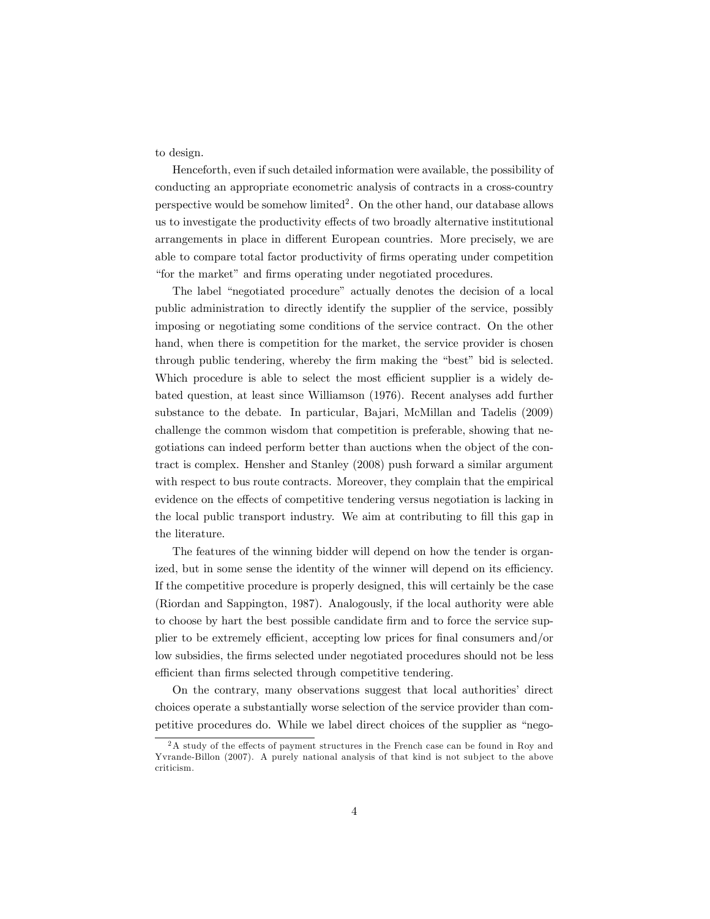to design.

Henceforth, even if such detailed information were available, the possibility of conducting an appropriate econometric analysis of contracts in a cross-country perspective would be somehow limited[2]. On the other hand, our database allows us to investigate the productivity effects of two broadly alternative institutional arrangements in place in different European countries. More precisely, we are able to compare total factor productivity of firms operating under competition "for the market" and firms operating under negotiated procedures.

The label "negotiated procedure" actually denotes the decision of a local public administration to directly identify the supplier of the service, possibly imposing or negotiating some conditions of the service contract. On the other hand, when there is competition for the market, the service provider is chosen through public tendering, whereby the firm making the "best" bid is selected. Which procedure is able to select the most efficient supplier is a widely debated question, at least since Williamson (1976). Recent analyses add further substance to the debate. In particular, Bajari, McMillan and Tadelis (2009) challenge the common wisdom that competition is preferable, showing that negotiations can indeed perform better than auctions when the object of the contract is complex. Hensher and Stanley (2008) push forward a similar argument with respect to bus route contracts. Moreover, they complain that the empirical evidence on the effects of competitive tendering versus negotiation is lacking in the local public transport industry. We aim at contributing to fill this gap in the literature.

The features of the winning bidder will depend on how the tender is organized, but in some sense the identity of the winner will depend on its efficiency. If the competitive procedure is properly designed, this will certainly be the case (Riordan and Sappington, 1987). Analogously, if the local authority were able to choose by hart the best possible candidate firm and to force the service supplier to be extremely efficient, accepting low prices for final consumers and/or low subsidies, the firms selected under negotiated procedures should not be less efficient than firms selected through competitive tendering.

On the contrary, many observations suggest that local authorities' direct choices operate a substantially worse selection of the service provider than competitive procedures do. While we label direct choices of the supplier as "nego-

[2] A study of the effects of payment structures in the French case can be found in Roy and Yvrande-Billon (2007). A purely national analysis of that kind is not subject to the above criticism.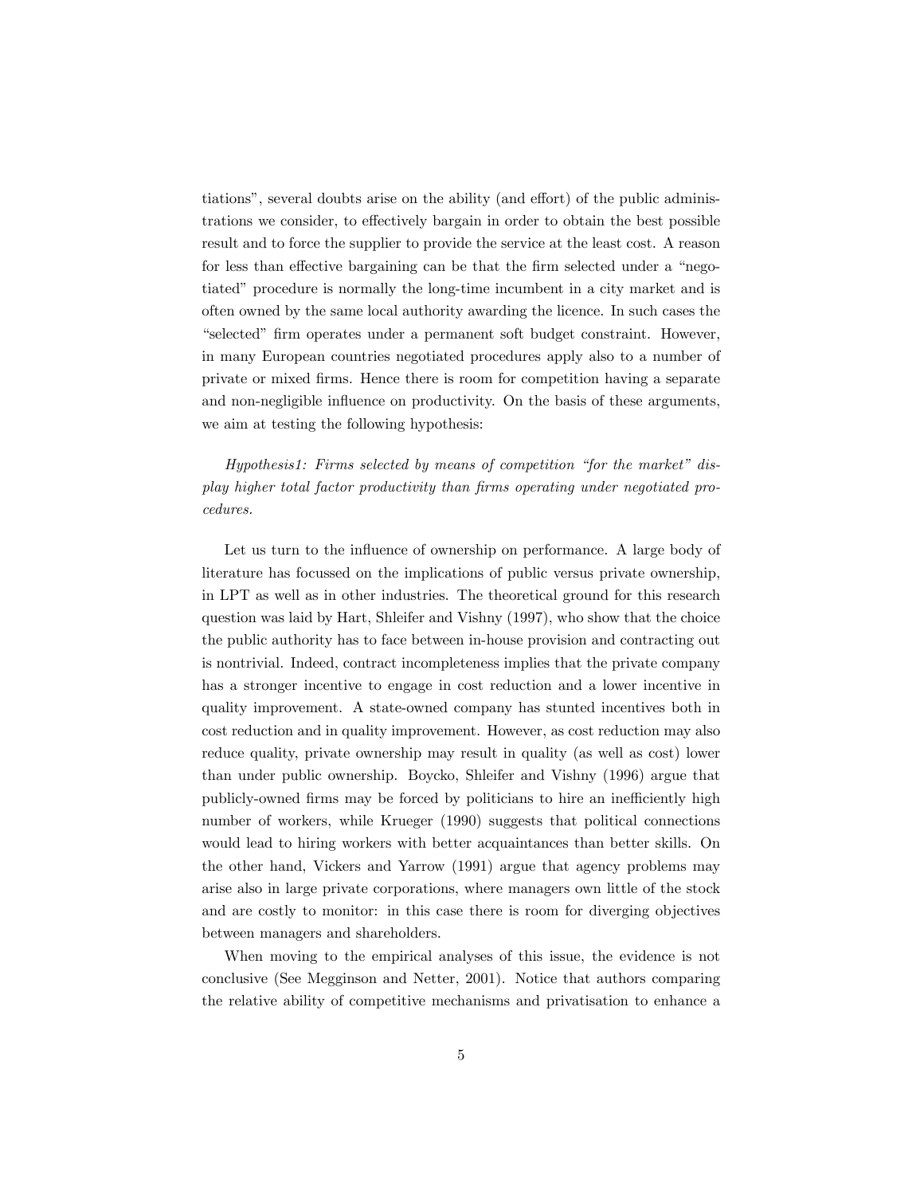tiations", several doubts arise on the ability (and effort) of the public administrations we consider, to effectively bargain in order to obtain the best possible result and to force the supplier to provide the service at the least cost. A reason for less than effective bargaining can be that the firm selected under a "negotiated" procedure is normally the long-time incumbent in a city market and is often owned by the same local authority awarding the licence. In such cases the "selected" firm operates under a permanent soft budget constraint. However, in many European countries negotiated procedures apply also to a number of private or mixed firms. Hence there is room for competition having a separate and non-negligible influence on productivity. On the basis of these arguments, we aim at testing the following hypothesis:

*Hypothesis1: Firms selected by means of competition "for the market" display higher total factor productivity than firms operating under negotiated procedures.*

Let us turn to the influence of ownership on performance. A large body of literature has focussed on the implications of public versus private ownership, in LPT as well as in other industries. The theoretical ground for this research question was laid by Hart, Shleifer and Vishny (1997), who show that the choice the public authority has to face between in-house provision and contracting out is nontrivial. Indeed, contract incompleteness implies that the private company has a stronger incentive to engage in cost reduction and a lower incentive in quality improvement. A state-owned company has stunted incentives both in cost reduction and in quality improvement. However, as cost reduction may also reduce quality, private ownership may result in quality (as well as cost) lower than under public ownership. Boycko, Shleifer and Vishny (1996) argue that publicly-owned firms may be forced by politicians to hire an inefficiently high number of workers, while Krueger (1990) suggests that political connections would lead to hiring workers with better acquaintances than better skills. On the other hand, Vickers and Yarrow (1991) argue that agency problems may arise also in large private corporations, where managers own little of the stock and are costly to monitor: in this case there is room for diverging objectives between managers and shareholders.

When moving to the empirical analyses of this issue, the evidence is not conclusive (See Megginson and Netter, 2001). Notice that authors comparing the relative ability of competitive mechanisms and privatisation to enhance a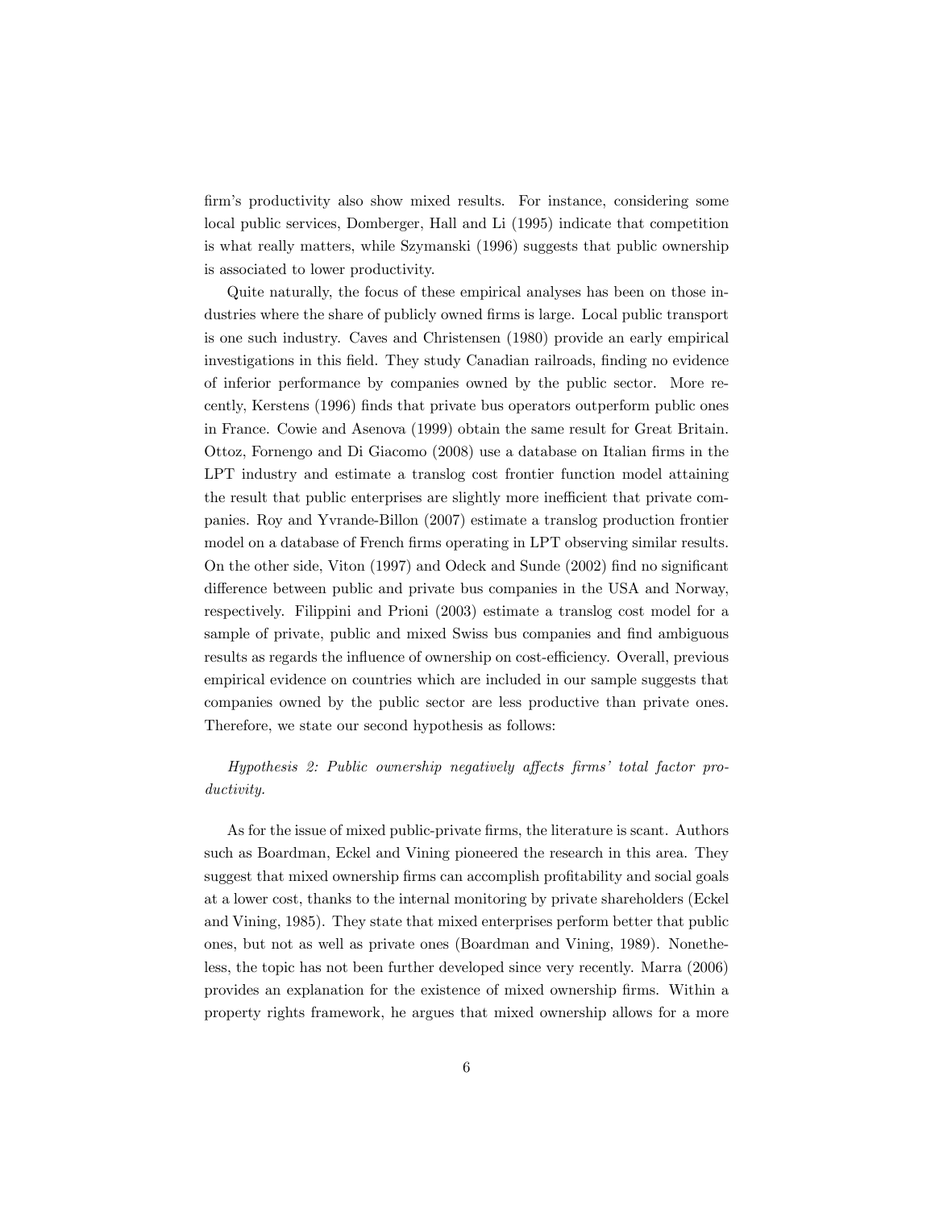firm's productivity also show mixed results. For instance, considering some local public services, Domberger, Hall and Li (1995) indicate that competition is what really matters, while Szymanski (1996) suggests that public ownership is associated to lower productivity.

Quite naturally, the focus of these empirical analyses has been on those industries where the share of publicly owned firms is large. Local public transport is one such industry. Caves and Christensen (1980) provide an early empirical investigations in this field. They study Canadian railroads, finding no evidence of inferior performance by companies owned by the public sector. More recently, Kerstens (1996) finds that private bus operators outperform public ones in France. Cowie and Asenova (1999) obtain the same result for Great Britain. Ottoz, Fornengo and Di Giacomo (2008) use a database on Italian firms in the LPT industry and estimate a translog cost frontier function model attaining the result that public enterprises are slightly more inefficient that private companies. Roy and Yvrande-Billon (2007) estimate a translog production frontier model on a database of French firms operating in LPT observing similar results. On the other side, Viton (1997) and Odeck and Sunde (2002) find no significant difference between public and private bus companies in the USA and Norway, respectively. Filippini and Prioni (2003) estimate a translog cost model for a sample of private, public and mixed Swiss bus companies and find ambiguous results as regards the influence of ownership on cost-efficiency. Overall, previous empirical evidence on countries which are included in our sample suggests that companies owned by the public sector are less productive than private ones. Therefore, we state our second hypothesis as follows:

*Hypothesis 2: Public ownership negatively affects firms' total factor productivity.*

As for the issue of mixed public-private firms, the literature is scant. Authors such as Boardman, Eckel and Vining pioneered the research in this area. They suggest that mixed ownership firms can accomplish profitability and social goals at a lower cost, thanks to the internal monitoring by private shareholders (Eckel and Vining, 1985). They state that mixed enterprises perform better that public ones, but not as well as private ones (Boardman and Vining, 1989). Nonetheless, the topic has not been further developed since very recently. Marra (2006) provides an explanation for the existence of mixed ownership firms. Within a property rights framework, he argues that mixed ownership allows for a more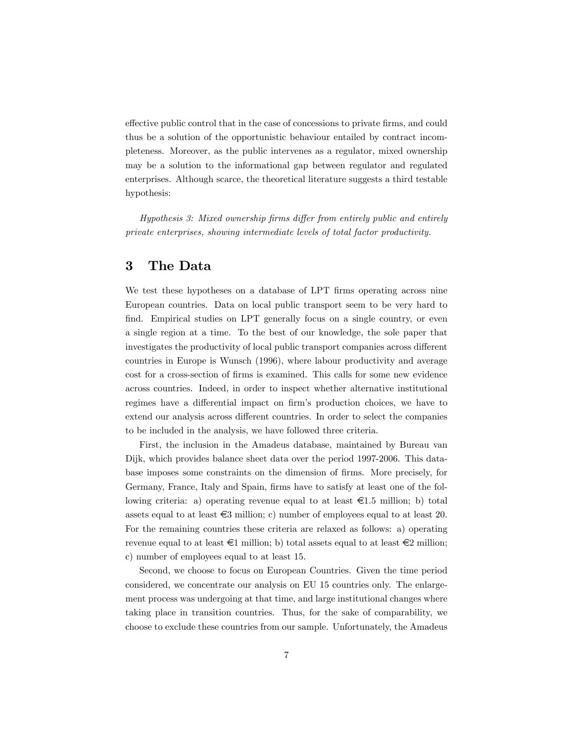effective public control that in the case of concessions to private firms, and could thus be a solution of the opportunistic behaviour entailed by contract incompleteness. Moreover, as the public intervenes as a regulator, mixed ownership may be a solution to the informational gap between regulator and regulated enterprises. Although scarce, the theoretical literature suggests a third testable hypothesis:

*Hypothesis 3: Mixed ownership firms differ from entirely public and entirely private enterprises, showing intermediate levels of total factor productivity.*

## 3 The Data

We test these hypotheses on a database of LPT firms operating across nine European countries. Data on local public transport seem to be very hard to find. Empirical studies on LPT generally focus on a single country, or even a single region at a time. To the best of our knowledge, the sole paper that investigates the productivity of local public transport companies across different countries in Europe is Wunsch (1996), where labour productivity and average cost for a cross-section of firms is examined. This calls for some new evidence across countries. Indeed, in order to inspect whether alternative institutional regimes have a differential impact on firm's production choices, we have to extend our analysis across different countries. In order to select the companies to be included in the analysis, we have followed three criteria.

First, the inclusion in the Amadeus database, maintained by Bureau van Dijk, which provides balance sheet data over the period 1997-2006. This database imposes some constraints on the dimension of firms. More precisely, for Germany, France, Italy and Spain, firms have to satisfy at least one of the following criteria: a) operating revenue equal to at least €1.5 million; b) total assets equal to at least €3 million; c) number of employees equal to at least 20. For the remaining countries these criteria are relaxed as follows: a) operating revenue equal to at least €1 million; b) total assets equal to at least €2 million; c) number of employees equal to at least 15.

Second, we choose to focus on European Countries. Given the time period considered, we concentrate our analysis on EU 15 countries only. The enlargement process was undergoing at that time, and large institutional changes where taking place in transition countries. Thus, for the sake of comparability, we choose to exclude these countries from our sample. Unfortunately, the Amadeus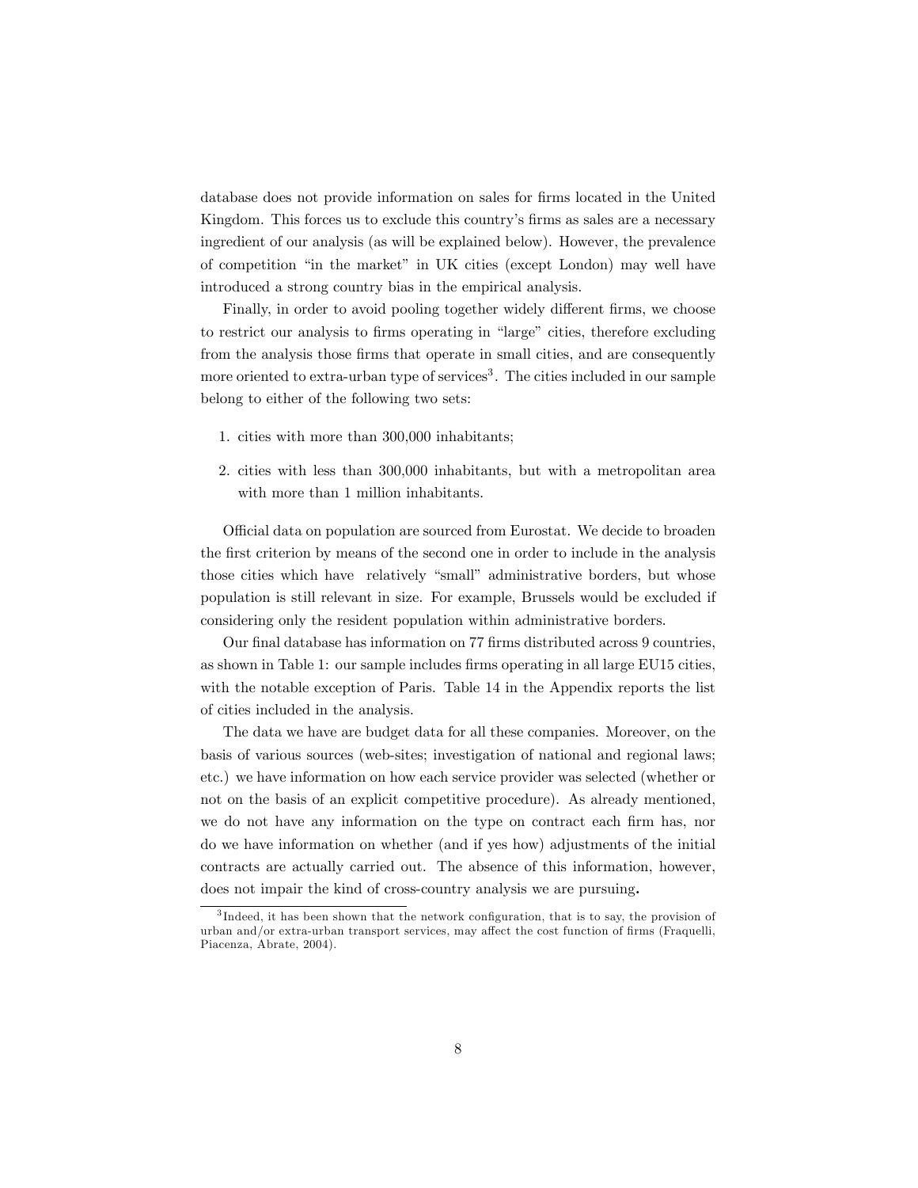database does not provide information on sales for firms located in the United Kingdom. This forces us to exclude this country's firms as sales are a necessary ingredient of our analysis (as will be explained below). However, the prevalence of competition "in the market" in UK cities (except London) may well have introduced a strong country bias in the empirical analysis.

Finally, in order to avoid pooling together widely different firms, we choose to restrict our analysis to firms operating in "large" cities, therefore excluding from the analysis those firms that operate in small cities, and are consequently more oriented to extra-urban type of services[3]. The cities included in our sample belong to either of the following two sets:

1. cities with more than 300,000 inhabitants;
2. cities with less than 300,000 inhabitants, but with a metropolitan area with more than 1 million inhabitants.

Official data on population are sourced from Eurostat. We decide to broaden the first criterion by means of the second one in order to include in the analysis those cities which have relatively "small" administrative borders, but whose population is still relevant in size. For example, Brussels would be excluded if considering only the resident population within administrative borders.

Our final database has information on 77 firms distributed across 9 countries, as shown in Table 1: our sample includes firms operating in all large EU15 cities, with the notable exception of Paris. Table 14 in the Appendix reports the list of cities included in the analysis.

The data we have are budget data for all these companies. Moreover, on the basis of various sources (web-sites; investigation of national and regional laws; etc.) we have information on how each service provider was selected (whether or not on the basis of an explicit competitive procedure). As already mentioned, we do not have any information on the type on contract each firm has, nor do we have information on whether (and if yes how) adjustments of the initial contracts are actually carried out. The absence of this information, however, does not impair the kind of cross-country analysis we are pursuing.

[3] Indeed, it has been shown that the network configuration, that is to say, the provision of urban and/or extra-urban transport services, may affect the cost function of firms (Fraquelli, Piacenza, Abrate, 2004).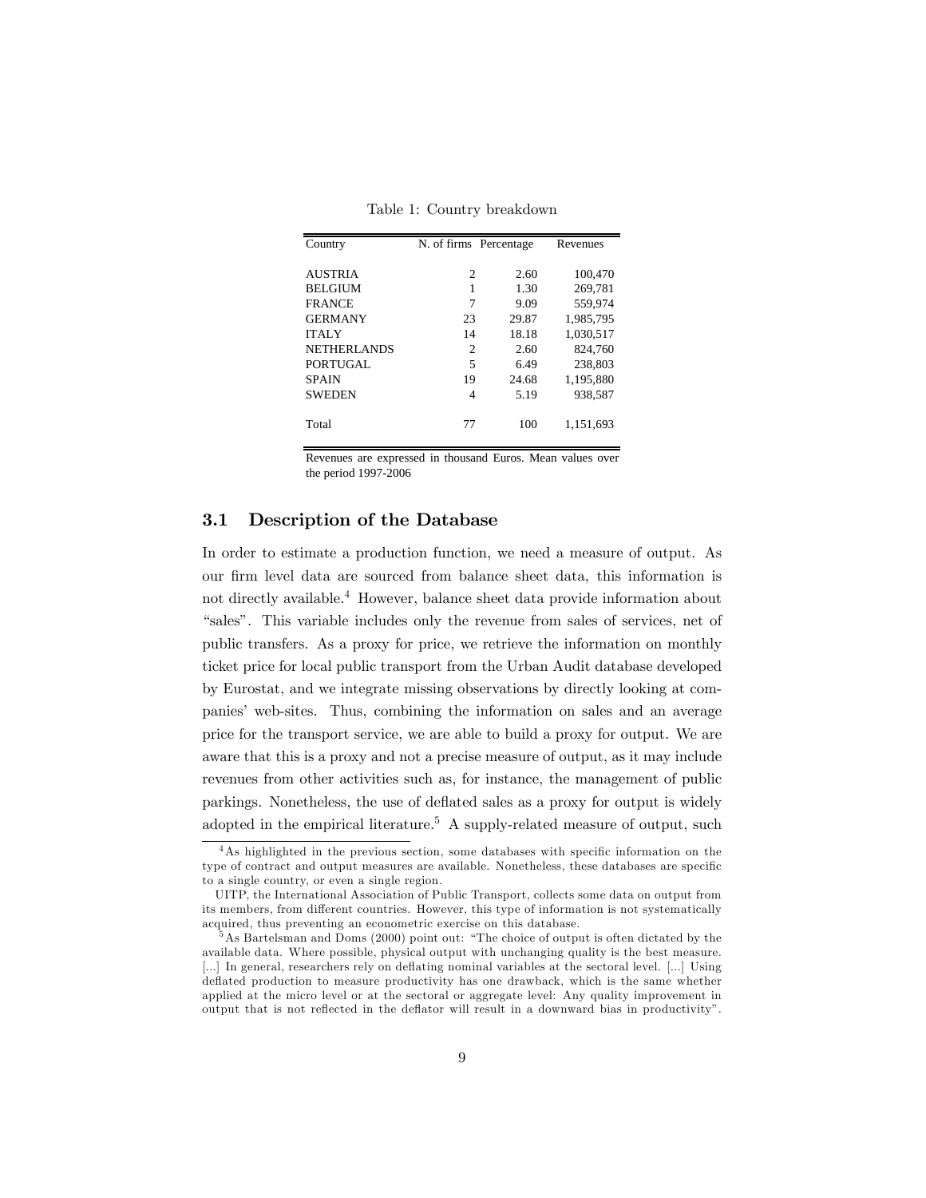Table 1: Country breakdown

| Country | N. of firms | Percentage | Revenues |
|---|---|---|---|
| AUSTRIA | 2 | 2.60 | 100,470 |
| BELGIUM | 1 | 1.30 | 269,781 |
| FRANCE | 7 | 9.09 | 559,974 |
| GERMANY | 23 | 29.87 | 1,985,795 |
| ITALY | 14 | 18.18 | 1,030,517 |
| NETHERLANDS | 2 | 2.60 | 824,760 |
| PORTUGAL | 5 | 6.49 | 238,803 |
| SPAIN | 19 | 24.68 | 1,195,880 |
| SWEDEN | 4 | 5.19 | 938,587 |
| Total | 77 | 100 | 1,151,693 |

Revenues are expressed in thousand Euros. Mean values over the period 1997-2006

### 3.1 Description of the Database

In order to estimate a production function, we need a measure of output. As our firm level data are sourced from balance sheet data, this information is not directly available.[4] However, balance sheet data provide information about "sales". This variable includes only the revenue from sales of services, net of public transfers. As a proxy for price, we retrieve the information on monthly ticket price for local public transport from the Urban Audit database developed by Eurostat, and we integrate missing observations by directly looking at companies' web-sites. Thus, combining the information on sales and an average price for the transport service, we are able to build a proxy for output. We are aware that this is a proxy and not a precise measure of output, as it may include revenues from other activities such as, for instance, the management of public parkings. Nonetheless, the use of deflated sales as a proxy for output is widely adopted in the empirical literature.[5] A supply-related measure of output, such

[4] As highlighted in the previous section, some databases with specific information on the type of contract and output measures are available. Nonetheless, these databases are specific to a single country, or even a single region.

UITP, the International Association of Public Transport, collects some data on output from its members, from different countries. However, this type of information is not systematically acquired, thus preventing an econometric exercise on this database.

[5] As Bartelsman and Doms (2000) point out: "The choice of output is often dictated by the available data. Where possible, physical output with unchanging quality is the best measure. [...] In general, researchers rely on deflating nominal variables at the sectoral level. [...] Using deflated production to measure productivity has one drawback, which is the same whether applied at the micro level or at the sectoral or aggregate level: Any quality improvement in output that is not reflected in the deflator will result in a downward bias in productivity".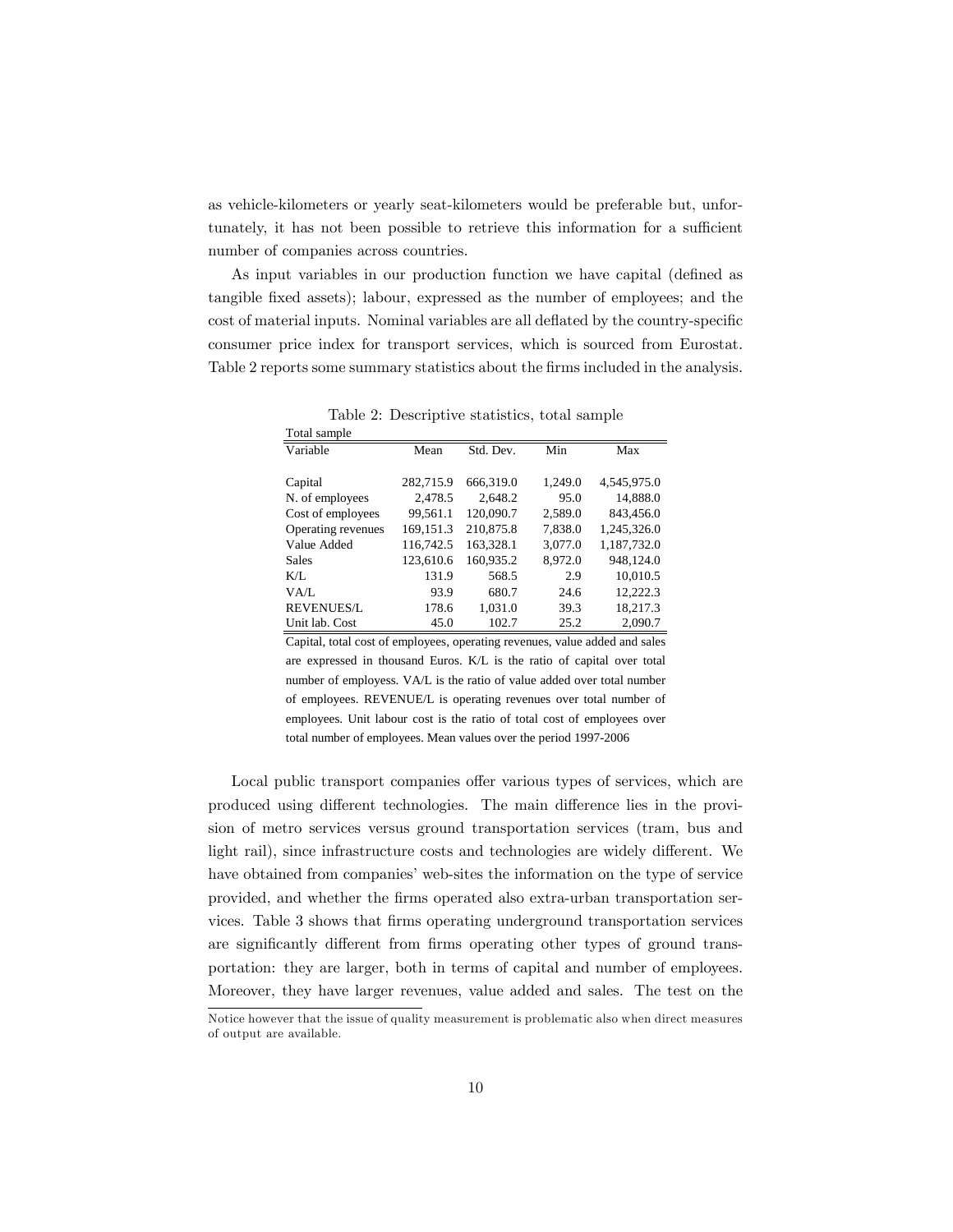as vehicle-kilometers or yearly seat-kilometers would be preferable but, unfortunately, it has not been possible to retrieve this information for a sufficient number of companies across countries.

As input variables in our production function we have capital (defined as tangible fixed assets); labour, expressed as the number of employees; and the cost of material inputs. Nominal variables are all deflated by the country-specific consumer price index for transport services, which is sourced from Eurostat. Table 2 reports some summary statistics about the firms included in the analysis.

Table 2: Descriptive statistics, total sample

Total sample

| Variable | Mean | Std. Dev. | Min | Max |
|---|---|---|---|---|
| Capital | 282,715.9 | 666,319.0 | 1,249.0 | 4,545,975.0 |
| N. of employees | 2,478.5 | 2,648.2 | 95.0 | 14,888.0 |
| Cost of employees | 99,561.1 | 120,090.7 | 2,589.0 | 843,456.0 |
| Operating revenues | 169,151.3 | 210,875.8 | 7,838.0 | 1,245,326.0 |
| Value Added | 116,742.5 | 163,328.1 | 3,077.0 | 1,187,732.0 |
| Sales | 123,610.6 | 160,935.2 | 8,972.0 | 948,124.0 |
| K/L | 131.9 | 568.5 | 2.9 | 10,010.5 |
| VA/L | 93.9 | 680.7 | 24.6 | 12,222.3 |
| REVENUES/L | 178.6 | 1,031.0 | 39.3 | 18,217.3 |
| Unit lab. Cost | 45.0 | 102.7 | 25.2 | 2,090.7 |

Capital, total cost of employees, operating revenues, value added and sales are expressed in thousand Euros. K/L is the ratio of capital over total number of employess. VA/L is the ratio of value added over total number of employees. REVENUE/L is operating revenues over total number of employees. Unit labour cost is the ratio of total cost of employees over total number of employees. Mean values over the period 1997-2006

Local public transport companies offer various types of services, which are produced using different technologies. The main difference lies in the provision of metro services versus ground transportation services (tram, bus and light rail), since infrastructure costs and technologies are widely different. We have obtained from companies' web-sites the information on the type of service provided, and whether the firms operated also extra-urban transportation services. Table 3 shows that firms operating underground transportation services are significantly different from firms operating other types of ground transportation: they are larger, both in terms of capital and number of employees. Moreover, they have larger revenues, value added and sales. The test on the

Notice however that the issue of quality measurement is problematic also when direct measures of output are available.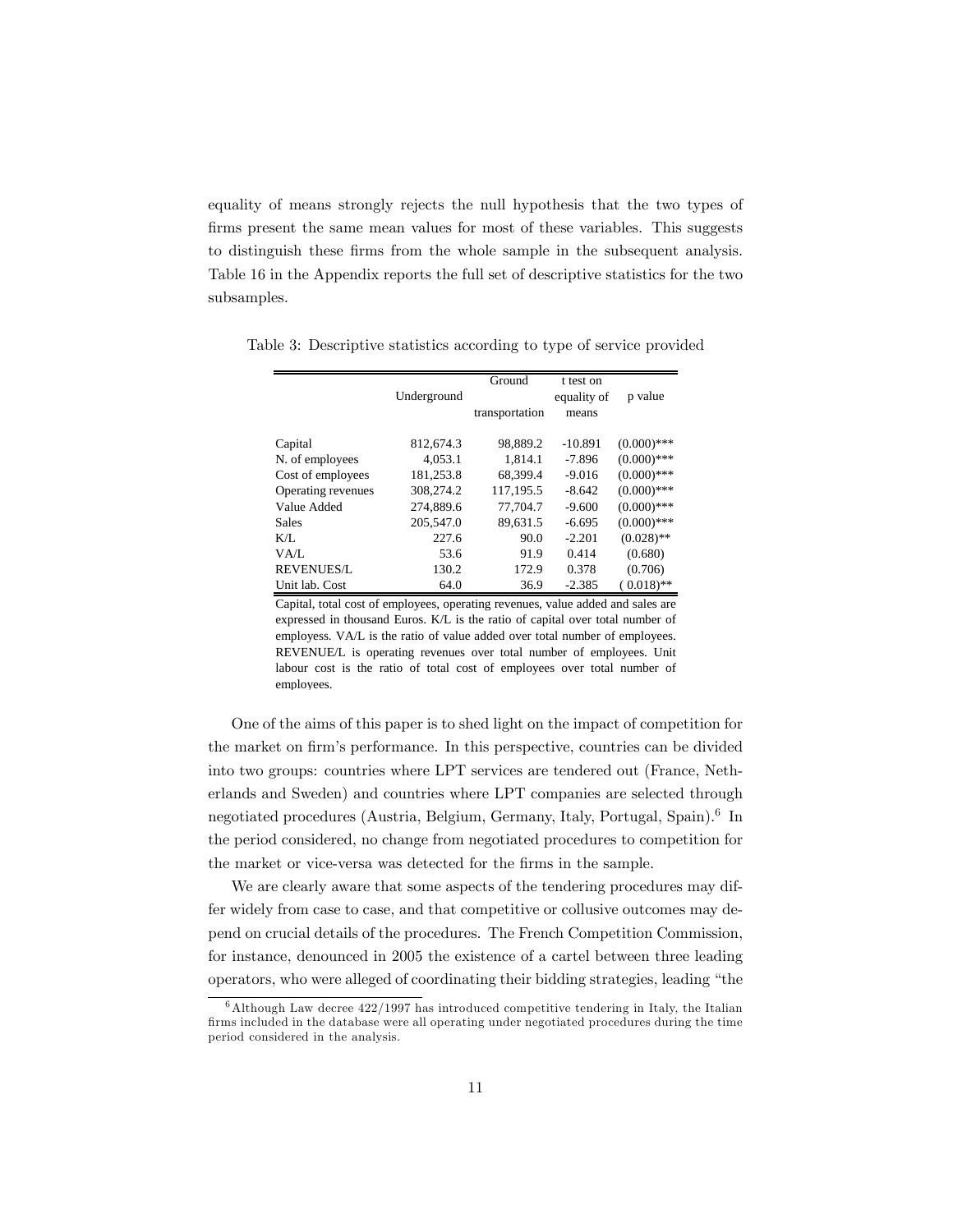equality of means strongly rejects the null hypothesis that the two types of firms present the same mean values for most of these variables. This suggests to distinguish these firms from the whole sample in the subsequent analysis. Table 16 in the Appendix reports the full set of descriptive statistics for the two subsamples.

Table 3: Descriptive statistics according to type of service provided

| | Underground | Ground transportation | t test on equality of means | p value |
|---|---|---|---|---|
| Capital | 812,674.3 | 98,889.2 | -10.891 | (0.000)*** |
| N. of employees | 4,053.1 | 1,814.1 | -7.896 | (0.000)*** |
| Cost of employees | 181,253.8 | 68,399.4 | -9.016 | (0.000)*** |
| Operating revenues | 308,274.2 | 117,195.5 | -8.642 | (0.000)*** |
| Value Added | 274,889.6 | 77,704.7 | -9.600 | (0.000)*** |
| Sales | 205,547.0 | 89,631.5 | -6.695 | (0.000)*** |
| K/L | 227.6 | 90.0 | -2.201 | (0.028)** |
| VA/L | 53.6 | 91.9 | 0.414 | (0.680) |
| REVENUES/L | 130.2 | 172.9 | 0.378 | (0.706) |
| Unit lab. Cost | 64.0 | 36.9 | -2.385 | ( 0.018)** |

Capital, total cost of employees, operating revenues, value added and sales are expressed in thousand Euros. K/L is the ratio of capital over total number of employess. VA/L is the ratio of value added over total number of employees. REVENUE/L is operating revenues over total number of employees. Unit labour cost is the ratio of total cost of employees over total number of employees.

One of the aims of this paper is to shed light on the impact of competition for the market on firm's performance. In this perspective, countries can be divided into two groups: countries where LPT services are tendered out (France, Netherlands and Sweden) and countries where LPT companies are selected through negotiated procedures (Austria, Belgium, Germany, Italy, Portugal, Spain).[6] In the period considered, no change from negotiated procedures to competition for the market or vice-versa was detected for the firms in the sample.

We are clearly aware that some aspects of the tendering procedures may differ widely from case to case, and that competitive or collusive outcomes may depend on crucial details of the procedures. The French Competition Commission, for instance, denounced in 2005 the existence of a cartel between three leading operators, who were alleged of coordinating their bidding strategies, leading "the

[6] Although Law decree 422/1997 has introduced competitive tendering in Italy, the Italian firms included in the database were all operating under negotiated procedures during the time period considered in the analysis.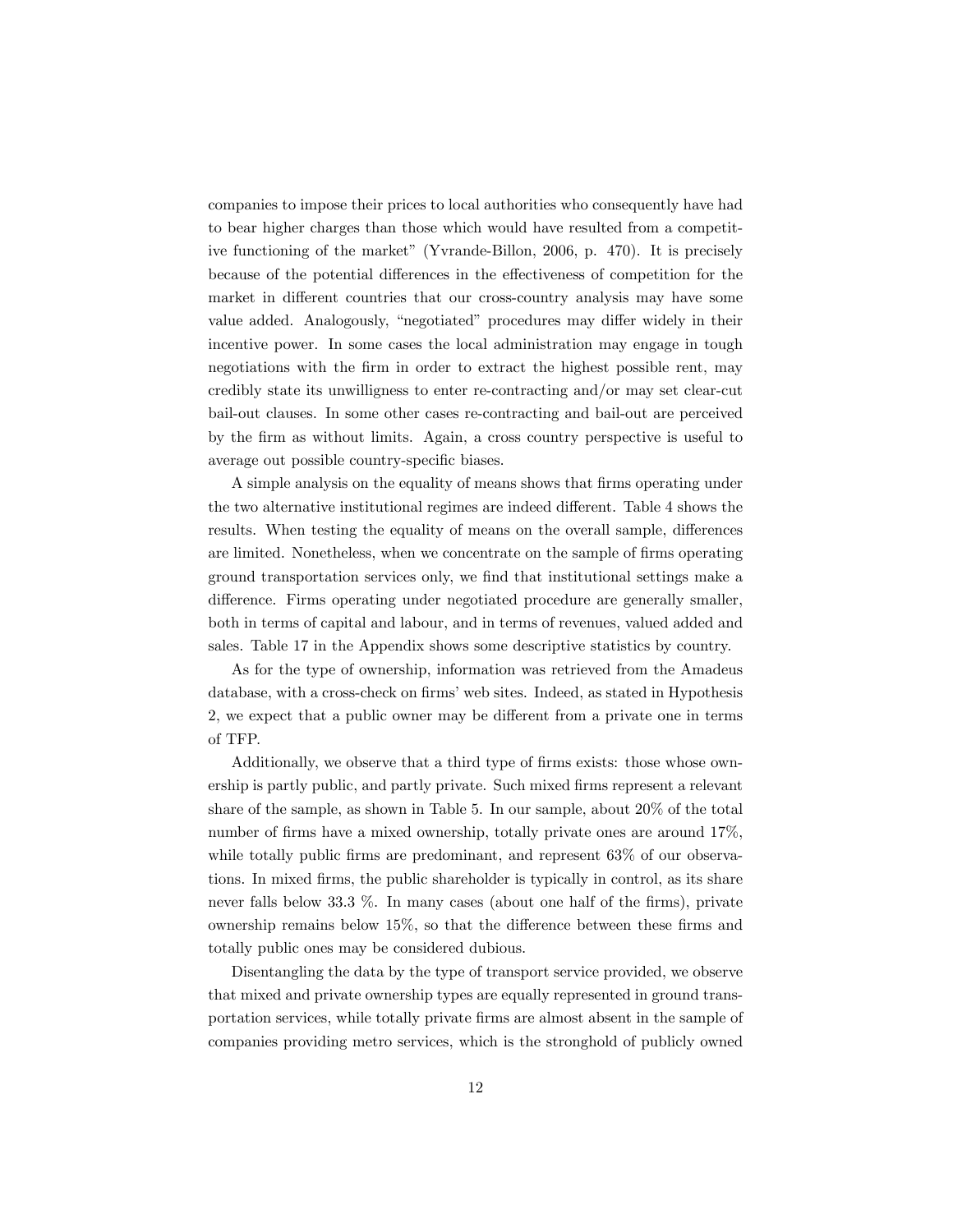companies to impose their prices to local authorities who consequently have had to bear higher charges than those which would have resulted from a competitive functioning of the market" (Yvrande-Billon, 2006, p. 470). It is precisely because of the potential differences in the effectiveness of competition for the market in different countries that our cross-country analysis may have some value added. Analogously, "negotiated" procedures may differ widely in their incentive power. In some cases the local administration may engage in tough negotiations with the firm in order to extract the highest possible rent, may credibly state its unwilligness to enter re-contracting and/or may set clear-cut bail-out clauses. In some other cases re-contracting and bail-out are perceived by the firm as without limits. Again, a cross country perspective is useful to average out possible country-specific biases.

A simple analysis on the equality of means shows that firms operating under the two alternative institutional regimes are indeed different. Table 4 shows the results. When testing the equality of means on the overall sample, differences are limited. Nonetheless, when we concentrate on the sample of firms operating ground transportation services only, we find that institutional settings make a difference. Firms operating under negotiated procedure are generally smaller, both in terms of capital and labour, and in terms of revenues, valued added and sales. Table 17 in the Appendix shows some descriptive statistics by country.

As for the type of ownership, information was retrieved from the Amadeus database, with a cross-check on firms' web sites. Indeed, as stated in Hypothesis 2, we expect that a public owner may be different from a private one in terms of TFP.

Additionally, we observe that a third type of firms exists: those whose ownership is partly public, and partly private. Such mixed firms represent a relevant share of the sample, as shown in Table 5. In our sample, about 20% of the total number of firms have a mixed ownership, totally private ones are around 17%, while totally public firms are predominant, and represent 63% of our observations. In mixed firms, the public shareholder is typically in control, as its share never falls below 33.3 %. In many cases (about one half of the firms), private ownership remains below 15%, so that the difference between these firms and totally public ones may be considered dubious.

Disentangling the data by the type of transport service provided, we observe that mixed and private ownership types are equally represented in ground transportation services, while totally private firms are almost absent in the sample of companies providing metro services, which is the stronghold of publicly owned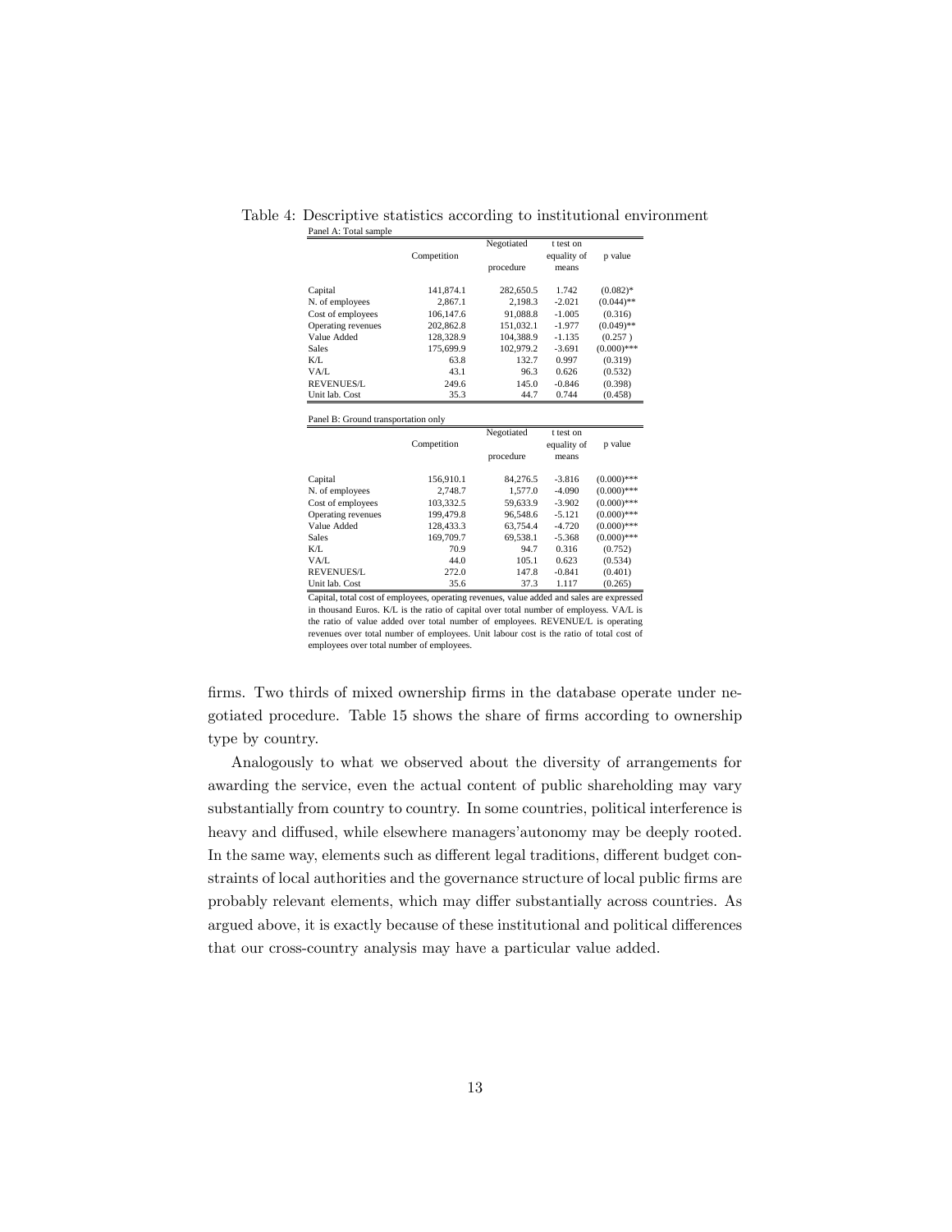Table 4: Descriptive statistics according to institutional environment

Panel A: Total sample

| | Competition | Negotiated procedure | t test on equality of means | p value |
|---|---|---|---|---|
| Capital | 141,874.1 | 282,650.5 | 1.742 | (0.082)* |
| N. of employees | 2,867.1 | 2,198.3 | -2.021 | (0.044)** |
| Cost of employees | 106,147.6 | 91,088.8 | -1.005 | (0.316) |
| Operating revenues | 202,862.8 | 151,032.1 | -1.977 | (0.049)** |
| Value Added | 128,328.9 | 104,388.9 | -1.135 | (0.257 ) |
| Sales | 175,699.9 | 102,979.2 | -3.691 | (0.000)*** |
| K/L | 63.8 | 132.7 | 0.997 | (0.319) |
| VA/L | 43.1 | 96.3 | 0.626 | (0.532) |
| REVENUES/L | 249.6 | 145.0 | -0.846 | (0.398) |
| Unit lab. Cost | 35.3 | 44.7 | 0.744 | (0.458) |

Panel B: Ground transportation only

| | Competition | Negotiated procedure | t test on equality of means | p value |
|---|---|---|---|---|
| Capital | 156,910.1 | 84,276.5 | -3.816 | (0.000)*** |
| N. of employees | 2,748.7 | 1,577.0 | -4.090 | (0.000)*** |
| Cost of employees | 103,332.5 | 59,633.9 | -3.902 | (0.000)*** |
| Operating revenues | 199,479.8 | 96,548.6 | -5.121 | (0.000)*** |
| Value Added | 128,433.3 | 63,754.4 | -4.720 | (0.000)*** |
| Sales | 169,709.7 | 69,538.1 | -5.368 | (0.000)*** |
| K/L | 70.9 | 94.7 | 0.316 | (0.752) |
| VA/L | 44.0 | 105.1 | 0.623 | (0.534) |
| REVENUES/L | 272.0 | 147.8 | -0.841 | (0.401) |
| Unit lab. Cost | 35.6 | 37.3 | 1.117 | (0.265) |

Capital, total cost of employees, operating revenues, value added and sales are expressed in thousand Euros. K/L is the ratio of capital over total number of employess. VA/L is the ratio of value added over total number of employees. REVENUE/L is operating revenues over total number of employees. Unit labour cost is the ratio of total cost of employees over total number of employees.

firms. Two thirds of mixed ownership firms in the database operate under negotiated procedure. Table 15 shows the share of firms according to ownership type by country.

Analogously to what we observed about the diversity of arrangements for awarding the service, even the actual content of public shareholding may vary substantially from country to country. In some countries, political interference is heavy and diffused, while elsewhere managers'autonomy may be deeply rooted. In the same way, elements such as different legal traditions, different budget constraints of local authorities and the governance structure of local public firms are probably relevant elements, which may differ substantially across countries. As argued above, it is exactly because of these institutional and political differences that our cross-country analysis may have a particular value added.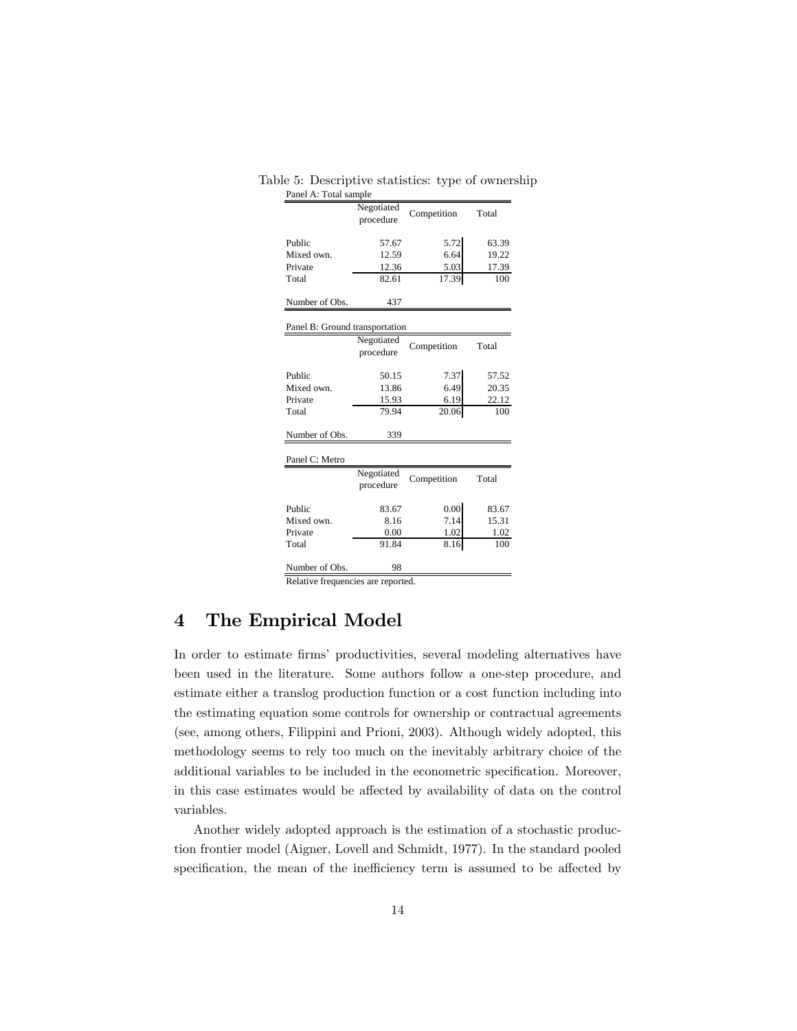Table 5: Descriptive statistics: type of ownership

Panel A: Total sample

| | Negotiated procedure | Competition | Total |
|---|---|---|---|
| Public | 57.67 | 5.72 | 63.39 |
| Mixed own. | 12.59 | 6.64 | 19.22 |
| Private | 12.36 | 5.03 | 17.39 |
| Total | 82.61 | 17.39 | 100 |
| Number of Obs. | 437 | | |

Panel B: Ground transportation

| | Negotiated procedure | Competition | Total |
|---|---|---|---|
| Public | 50.15 | 7.37 | 57.52 |
| Mixed own. | 13.86 | 6.49 | 20.35 |
| Private | 15.93 | 6.19 | 22.12 |
| Total | 79.94 | 20.06 | 100 |
| Number of Obs. | 339 | | |

Panel C: Metro

| | Negotiated procedure | Competition | Total |
|---|---|---|---|
| Public | 83.67 | 0.00 | 83.67 |
| Mixed own. | 8.16 | 7.14 | 15.31 |
| Private | 0.00 | 1.02 | 1.02 |
| Total | 91.84 | 8.16 | 100 |
| Number of Obs. | 98 | | |

Relative frequencies are reported.

# 4 The Empirical Model

In order to estimate firms' productivities, several modeling alternatives have been used in the literature. Some authors follow a one-step procedure, and estimate either a translog production function or a cost function including into the estimating equation some controls for ownership or contractual agreements (see, among others, Filippini and Prioni, 2003). Although widely adopted, this methodology seems to rely too much on the inevitably arbitrary choice of the additional variables to be included in the econometric specification. Moreover, in this case estimates would be affected by availability of data on the control variables.

Another widely adopted approach is the estimation of a stochastic production frontier model (Aigner, Lovell and Schmidt, 1977). In the standard pooled specification, the mean of the inefficiency term is assumed to be affected by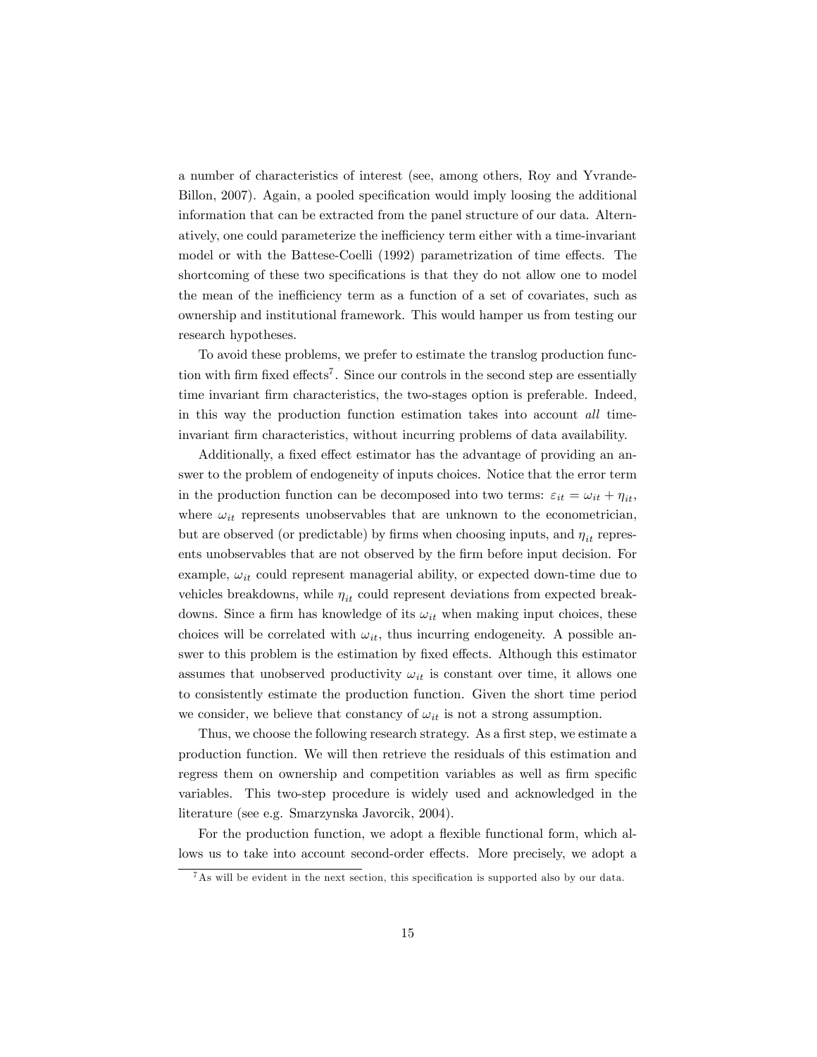a number of characteristics of interest (see, among others, Roy and Yvrande-Billon, 2007). Again, a pooled specification would imply loosing the additional information that can be extracted from the panel structure of our data. Alternatively, one could parameterize the inefficiency term either with a time-invariant model or with the Battese-Coelli (1992) parametrization of time effects. The shortcoming of these two specifications is that they do not allow one to model the mean of the inefficiency term as a function of a set of covariates, such as ownership and institutional framework. This would hamper us from testing our research hypotheses.

To avoid these problems, we prefer to estimate the translog production function with firm fixed effects[7]. Since our controls in the second step are essentially time invariant firm characteristics, the two-stages option is preferable. Indeed, in this way the production function estimation takes into account *all* time-invariant firm characteristics, without incurring problems of data availability.

Additionally, a fixed effect estimator has the advantage of providing an answer to the problem of endogeneity of inputs choices. Notice that the error term in the production function can be decomposed into two terms: $\varepsilon_{it} = \omega_{it} + \eta_{it}$, where $\omega_{it}$ represents unobservables that are unknown to the econometrician, but are observed (or predictable) by firms when choosing inputs, and $\eta_{it}$ represents unobservables that are not observed by the firm before input decision. For example, $\omega_{it}$ could represent managerial ability, or expected down-time due to vehicles breakdowns, while $\eta_{it}$ could represent deviations from expected breakdowns. Since a firm has knowledge of its $\omega_{it}$ when making input choices, these choices will be correlated with $\omega_{it}$, thus incurring endogeneity. A possible answer to this problem is the estimation by fixed effects. Although this estimator assumes that unobserved productivity $\omega_{it}$ is constant over time, it allows one to consistently estimate the production function. Given the short time period we consider, we believe that constancy of $\omega_{it}$ is not a strong assumption.

Thus, we choose the following research strategy. As a first step, we estimate a production function. We will then retrieve the residuals of this estimation and regress them on ownership and competition variables as well as firm specific variables. This two-step procedure is widely used and acknowledged in the literature (see e.g. Smarzynska Javorcik, 2004).

For the production function, we adopt a flexible functional form, which allows us to take into account second-order effects. More precisely, we adopt a

[7] As will be evident in the next section, this specification is supported also by our data.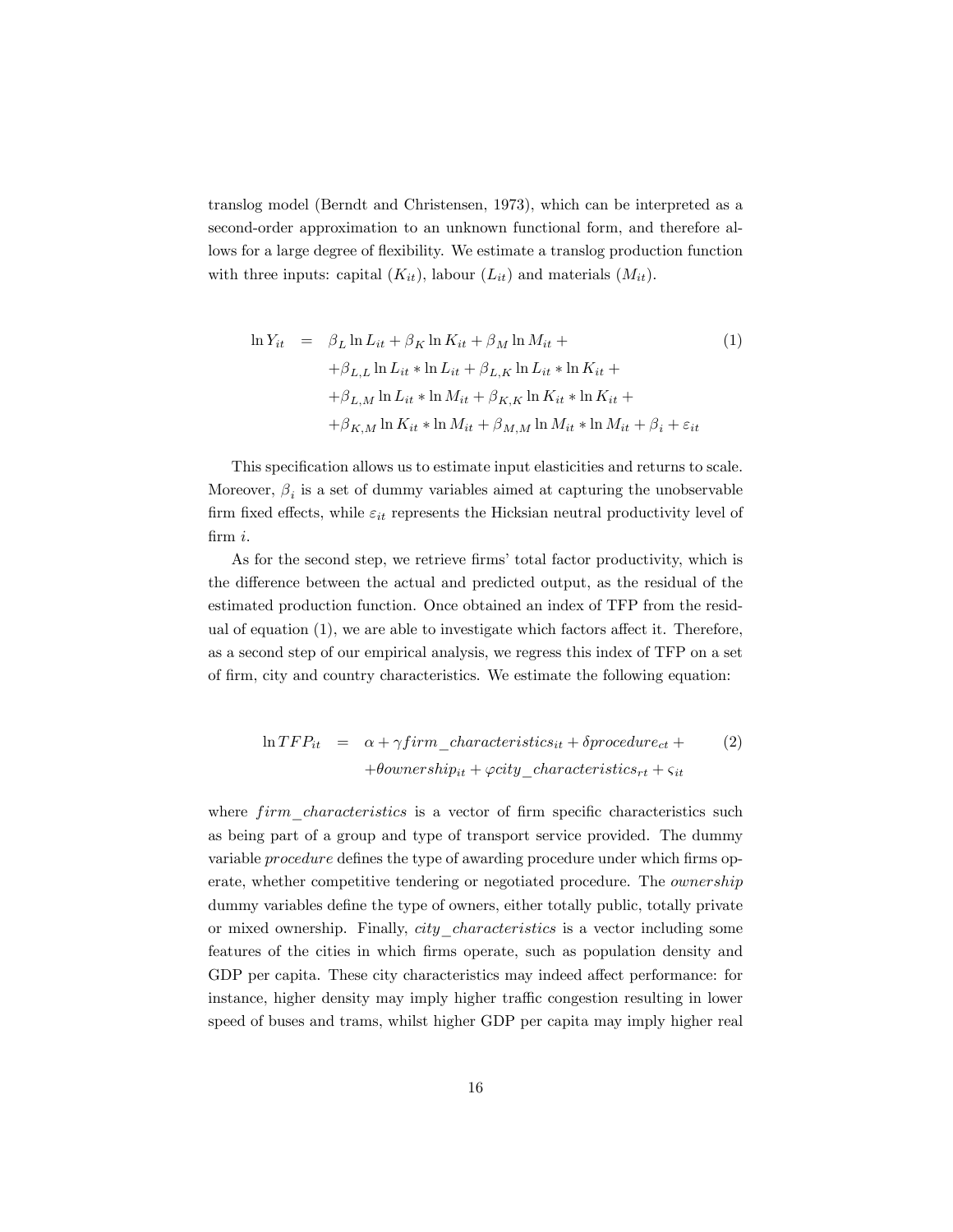translog model (Berndt and Christensen, 1973), which can be interpreted as a second-order approximation to an unknown functional form, and therefore allows for a large degree of flexibility. We estimate a translog production function with three inputs: capital ($K_{it}$), labour ($L_{it}$) and materials ($M_{it}$).

$$
\begin{aligned}
\ln Y_{it} \quad = \quad & \beta_L \ln L_{it} + \beta_K \ln K_{it} + \beta_M \ln M_{it} + \\
& + \beta_{L,L} \ln L_{it} * \ln L_{it} + \beta_{L,K} \ln L_{it} * \ln K_{it} + \\
& + \beta_{L,M} \ln L_{it} * \ln M_{it} + \beta_{K,K} \ln K_{it} * \ln K_{it} + \\
& + \beta_{K,M} \ln K_{it} * \ln M_{it} + \beta_{M,M} \ln M_{it} * \ln M_{it} + \beta_i + \varepsilon_{it}
\end{aligned} \tag{1}
$$

This specification allows us to estimate input elasticities and returns to scale. Moreover, $\beta_i$ is a set of dummy variables aimed at capturing the unobservable firm fixed effects, while $\varepsilon_{it}$ represents the Hicksian neutral productivity level of firm $i$.

As for the second step, we retrieve firms' total factor productivity, which is the difference between the actual and predicted output, as the residual of the estimated production function. Once obtained an index of TFP from the residual of equation (1), we are able to investigate which factors affect it. Therefore, as a second step of our empirical analysis, we regress this index of TFP on a set of firm, city and country characteristics. We estimate the following equation:

$$
\begin{aligned}
\ln TFP_{it} \quad = \quad & \alpha + \gamma firm\_characteristics_{it} + \delta procedure_{ct} + \\
& + \theta ownership_{it} + \varphi city\_characteristics_{rt} + \varsigma_{it}
\end{aligned} \tag{2}
$$

where $firm\_characteristics$ is a vector of firm specific characteristics such as being part of a group and type of transport service provided. The dummy variable *procedure* defines the type of awarding procedure under which firms operate, whether competitive tendering or negotiated procedure. The *ownership* dummy variables define the type of owners, either totally public, totally private or mixed ownership. Finally, $city\_characteristics$ is a vector including some features of the cities in which firms operate, such as population density and GDP per capita. These city characteristics may indeed affect performance: for instance, higher density may imply higher traffic congestion resulting in lower speed of buses and trams, whilst higher GDP per capita may imply higher real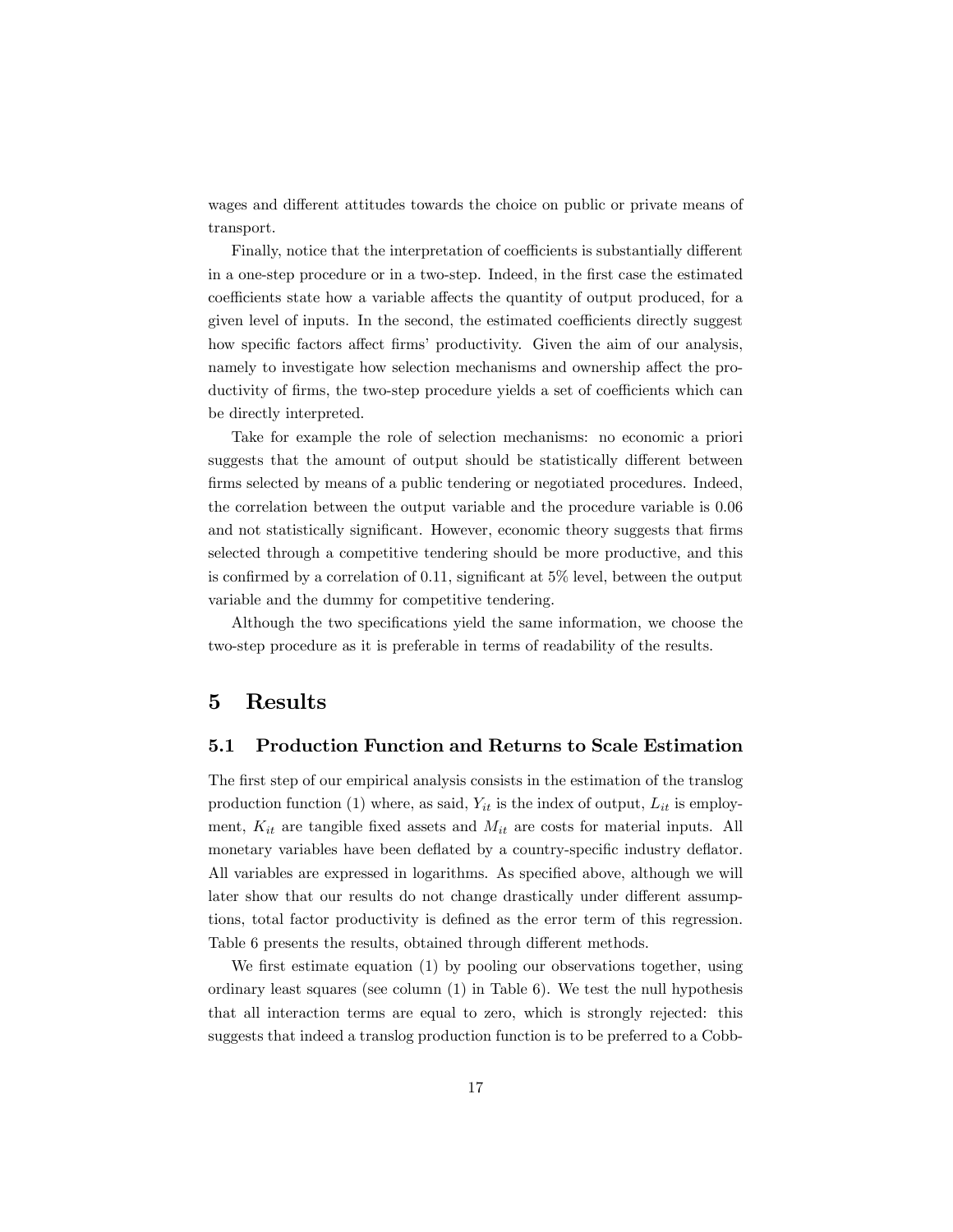wages and different attitudes towards the choice on public or private means of transport.

Finally, notice that the interpretation of coefficients is substantially different in a one-step procedure or in a two-step. Indeed, in the first case the estimated coefficients state how a variable affects the quantity of output produced, for a given level of inputs. In the second, the estimated coefficients directly suggest how specific factors affect firms' productivity. Given the aim of our analysis, namely to investigate how selection mechanisms and ownership affect the productivity of firms, the two-step procedure yields a set of coefficients which can be directly interpreted.

Take for example the role of selection mechanisms: no economic a priori suggests that the amount of output should be statistically different between firms selected by means of a public tendering or negotiated procedures. Indeed, the correlation between the output variable and the procedure variable is 0.06 and not statistically significant. However, economic theory suggests that firms selected through a competitive tendering should be more productive, and this is confirmed by a correlation of 0.11, significant at 5% level, between the output variable and the dummy for competitive tendering.

Although the two specifications yield the same information, we choose the two-step procedure as it is preferable in terms of readability of the results.

# 5 Results

## 5.1 Production Function and Returns to Scale Estimation

The first step of our empirical analysis consists in the estimation of the translog production function (1) where, as said, $Y_{it}$ is the index of output, $L_{it}$ is employment, $K_{it}$ are tangible fixed assets and $M_{it}$ are costs for material inputs. All monetary variables have been deflated by a country-specific industry deflator. All variables are expressed in logarithms. As specified above, although we will later show that our results do not change drastically under different assumptions, total factor productivity is defined as the error term of this regression. Table 6 presents the results, obtained through different methods.

We first estimate equation (1) by pooling our observations together, using ordinary least squares (see column (1) in Table 6). We test the null hypothesis that all interaction terms are equal to zero, which is strongly rejected: this suggests that indeed a translog production function is to be preferred to a Cobb-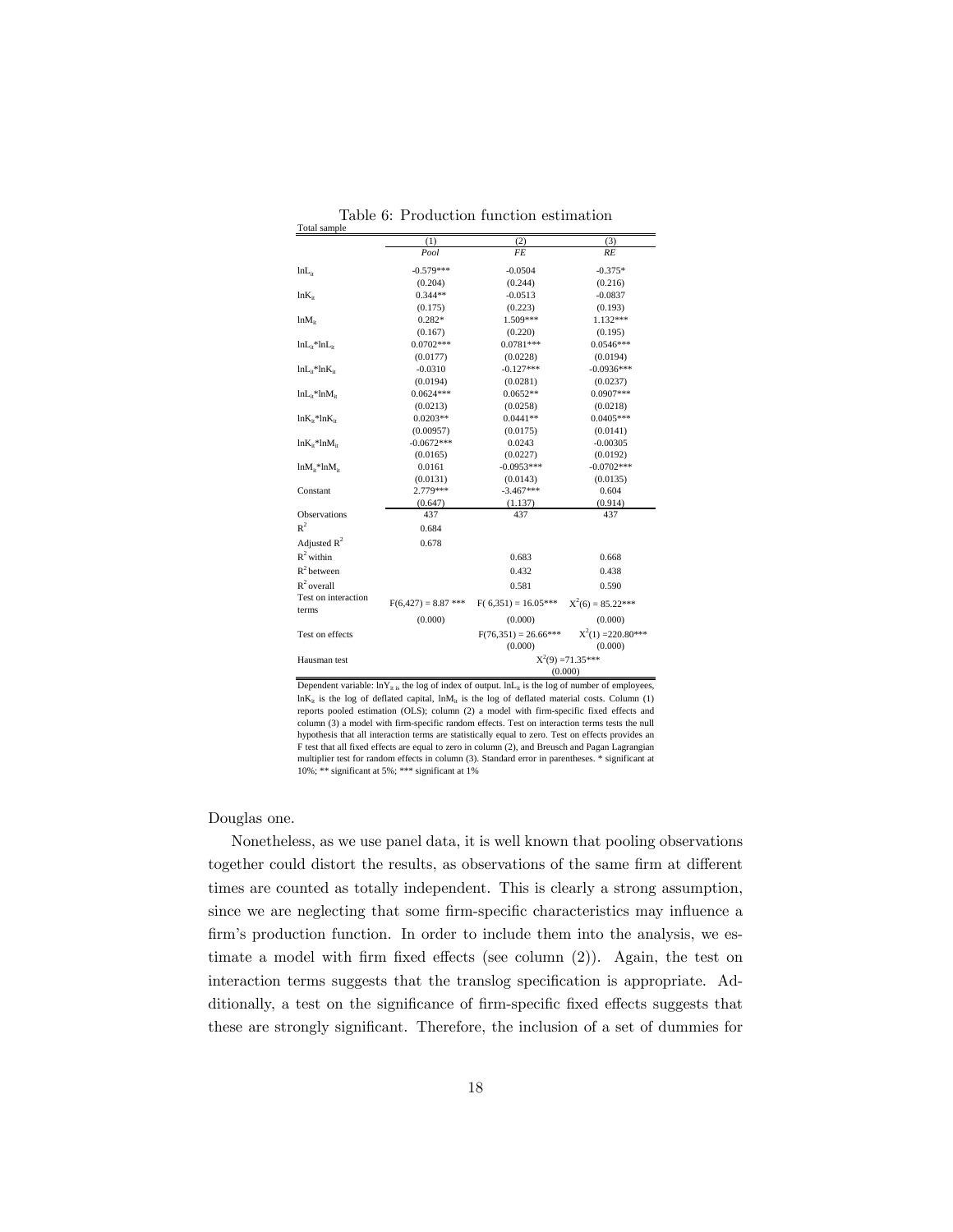Table 6: Production function estimation

Total sample

| | (1) | (2) | (3) |
|---|---|---|---|
| | *Pool* | *FE* | *RE* |
| $lnL_{it}$ | -0.579*** | -0.0504 | -0.375* |
| | (0.204) | (0.244) | (0.216) |
| $lnK_{it}$ | 0.344** | -0.0513 | -0.0837 |
| | (0.175) | (0.223) | (0.193) |
| $lnM_{it}$ | 0.282* | 1.509*** | 1.132*** |
| | (0.167) | (0.220) | (0.195) |
| $lnL_{it}*lnL_{it}$ | 0.0702*** | 0.0781*** | 0.0546*** |
| | (0.0177) | (0.0228) | (0.0194) |
| $lnL_{it}*lnK_{it}$ | -0.0310 | -0.127*** | -0.0936*** |
| | (0.0194) | (0.0281) | (0.0237) |
| $lnL_{it}*lnM_{it}$ | 0.0624*** | 0.0652** | 0.0907*** |
| | (0.0213) | (0.0258) | (0.0218) |
| $lnK_{it}*lnK_{it}$ | 0.0203** | 0.0441** | 0.0405*** |
| | (0.00957) | (0.0175) | (0.0141) |
| $lnK_{it}*lnM_{it}$ | -0.0672*** | 0.0243 | -0.00305 |
| | (0.0165) | (0.0227) | (0.0192) |
| $lnM_{it}*lnM_{it}$ | 0.0161 | -0.0953*** | -0.0702*** |
| | (0.0131) | (0.0143) | (0.0135) |
| Constant | 2.779*** | -3.467*** | 0.604 |
| | (0.647) | (1.137) | (0.914) |
| Observations | 437 | 437 | 437 |
| $R^2$ | 0.684 | | |
| Adjusted $R^2$ | 0.678 | | |
| $R^2$ within | | 0.683 | 0.668 |
| $R^2$ between | | 0.432 | 0.438 |
| $R^2$ overall | | 0.581 | 0.590 |
| Test on interaction terms | $F(6,427) = 8.87$ *** | $F(6,351) = 16.05$*** | $X^2(6) = 85.22$*** |
| | (0.000) | (0.000) | (0.000) |
| Test on effects | | $F(76,351) = 26.66$*** | $X^2(1) = 220.80$*** |
| | | (0.000) | (0.000) |
| Hausman test | | $X^2(9) = 71.35$*** | |
| | | (0.000) | |

Dependent variable: $lnY_{it}$ is the log of index of output. $lnL_{it}$ is the log of number of employees, $lnK_{it}$ is the log of deflated capital, $lnM_{it}$ is the log of deflated material costs. Column (1) reports pooled estimation (OLS); column (2) a model with firm-specific fixed effects and column (3) a model with firm-specific random effects. Test on interaction terms tests the null hypothesis that all interaction terms are statistically equal to zero. Test on effects provides an F test that all fixed effects are equal to zero in column (2), and Breusch and Pagan Lagrangian multiplier test for random effects in column (3). Standard error in parentheses. * significant at 10%; ** significant at 5%; *** significant at 1%

Douglas one.

Nonetheless, as we use panel data, it is well known that pooling observations together could distort the results, as observations of the same firm at different times are counted as totally independent. This is clearly a strong assumption, since we are neglecting that some firm-specific characteristics may influence a firm's production function. In order to include them into the analysis, we estimate a model with firm fixed effects (see column (2)). Again, the test on interaction terms suggests that the translog specification is appropriate. Additionally, a test on the significance of firm-specific fixed effects suggests that these are strongly significant. Therefore, the inclusion of a set of dummies for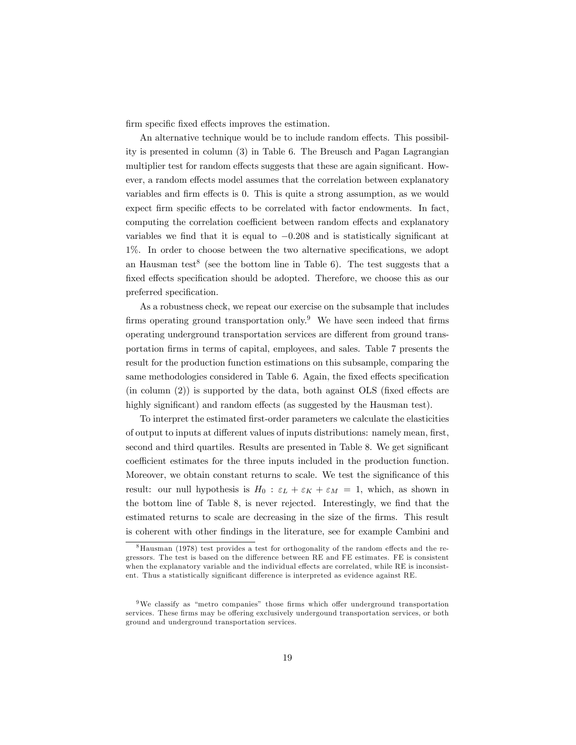firm specific fixed effects improves the estimation.

An alternative technique would be to include random effects. This possibility is presented in column (3) in Table 6. The Breusch and Pagan Lagrangian multiplier test for random effects suggests that these are again significant. However, a random effects model assumes that the correlation between explanatory variables and firm effects is 0. This is quite a strong assumption, as we would expect firm specific effects to be correlated with factor endowments. In fact, computing the correlation coefficient between random effects and explanatory variables we find that it is equal to $-0.208$ and is statistically significant at 1%. In order to choose between the two alternative specifications, we adopt an Hausman test[8] (see the bottom line in Table 6). The test suggests that a fixed effects specification should be adopted. Therefore, we choose this as our preferred specification.

As a robustness check, we repeat our exercise on the subsample that includes firms operating ground transportation only.[9] We have seen indeed that firms operating underground transportation services are different from ground transportation firms in terms of capital, employees, and sales. Table 7 presents the result for the production function estimations on this subsample, comparing the same methodologies considered in Table 6. Again, the fixed effects specification (in column (2)) is supported by the data, both against OLS (fixed effects are highly significant) and random effects (as suggested by the Hausman test).

To interpret the estimated first-order parameters we calculate the elasticities of output to inputs at different values of inputs distributions: namely mean, first, second and third quartiles. Results are presented in Table 8. We get significant coefficient estimates for the three inputs included in the production function. Moreover, we obtain constant returns to scale. We test the significance of this result: our null hypothesis is $H_0 : \varepsilon_L + \varepsilon_K + \varepsilon_M = 1$, which, as shown in the bottom line of Table 8, is never rejected. Interestingly, we find that the estimated returns to scale are decreasing in the size of the firms. This result is coherent with other findings in the literature, see for example Cambini and

---

[8] Hausman (1978) test provides a test for orthogonality of the random effects and the regressors. The test is based on the difference between RE and FE estimates. FE is consistent when the explanatory variable and the individual effects are correlated, while RE is inconsistent. Thus a statistically significant difference is interpreted as evidence against RE.

[9] We classify as "metro companies" those firms which offer underground transportation services. These firms may be offering exclusively undergound transportation services, or both ground and underground transportation services.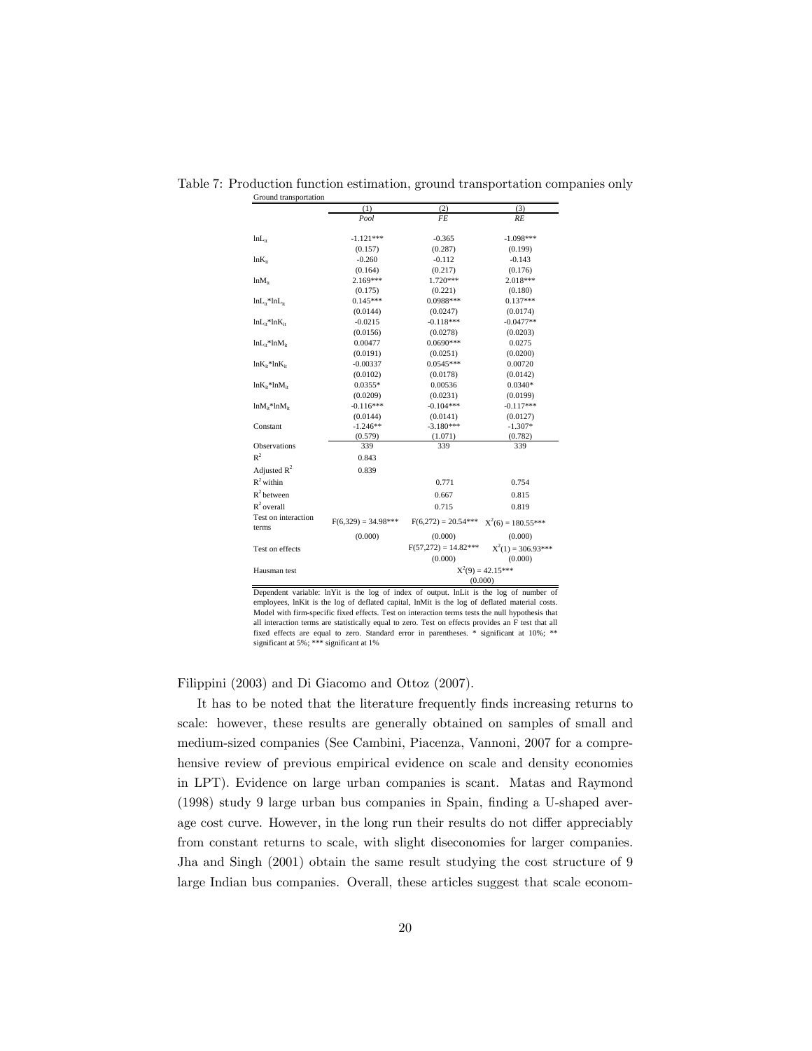Table 7: Production function estimation, ground transportation companies only

Ground transportation

| | (1) | (2) | (3) |
|---|---|---|---|
| | *Pool* | *FE* | *RE* |
| $lnL_{it}$ | -1.121*** | -0.365 | -1.098*** |
| | (0.157) | (0.287) | (0.199) |
| $lnK_{it}$ | -0.260 | -0.112 | -0.143 |
| | (0.164) | (0.217) | (0.176) |
| $lnM_{it}$ | 2.169*** | 1.720*** | 2.018*** |
| | (0.175) | (0.221) | (0.180) |
| $lnL_{it}*lnL_{it}$ | 0.145*** | 0.0988*** | 0.137*** |
| | (0.0144) | (0.0247) | (0.0174) |
| $lnL_{it}*lnK_{it}$ | -0.0215 | -0.118*** | -0.0477** |
| | (0.0156) | (0.0278) | (0.0203) |
| $lnL_{it}*lnM_{it}$ | 0.00477 | 0.0690*** | 0.0275 |
| | (0.0191) | (0.0251) | (0.0200) |
| $lnK_{it}*lnK_{it}$ | -0.00337 | 0.0545*** | 0.00720 |
| | (0.0102) | (0.0178) | (0.0142) |
| $lnK_{it}*lnM_{it}$ | 0.0355* | 0.00536 | 0.0340* |
| | (0.0209) | (0.0231) | (0.0199) |
| $lnM_{it}*lnM_{it}$ | -0.116*** | -0.104*** | -0.117*** |
| | (0.0144) | (0.0141) | (0.0127) |
| Constant | -1.246** | -3.180*** | -1.307* |
| | (0.579) | (1.071) | (0.782) |
| Observations | 339 | 339 | 339 |
| $R^2$ | 0.843 | | |
| Adjusted $R^2$ | 0.839 | | |
| $R^2$ within | | 0.771 | 0.754 |
| $R^2$ between | | 0.667 | 0.815 |
| $R^2$ overall | | 0.715 | 0.819 |
| Test on interaction terms | $F(6,329) = 34.98$*** | $F(6,272) = 20.54$*** | $X^2(6) = 180.55$*** |
| | (0.000) | (0.000) | (0.000) |
| Test on effects | | $F(57,272) = 14.82$*** | $X^2(1) = 306.93$*** |
| | | (0.000) | (0.000) |
| Hausman test | | $X^2(9) = 42.15$*** | |
| | | (0.000) | |

Dependent variable: lnYit is the log of index of output. lnLit is the log of number of employees, lnKit is the log of deflated capital, lnMit is the log of deflated material costs. Model with firm-specific fixed effects. Test on interaction terms tests the null hypothesis that all interaction terms are statistically equal to zero. Test on effects provides an F test that all fixed effects are equal to zero. Standard error in parentheses. * significant at 10%; ** significant at 5%; *** significant at 1%

Filippini (2003) and Di Giacomo and Ottoz (2007).

It has to be noted that the literature frequently finds increasing returns to scale: however, these results are generally obtained on samples of small and medium-sized companies (See Cambini, Piacenza, Vannoni, 2007 for a comprehensive review of previous empirical evidence on scale and density economies in LPT). Evidence on large urban companies is scant. Matas and Raymond (1998) study 9 large urban bus companies in Spain, finding a U-shaped average cost curve. However, in the long run their results do not differ appreciably from constant returns to scale, with slight diseconomies for larger companies. Jha and Singh (2001) obtain the same result studying the cost structure of 9 large Indian bus companies. Overall, these articles suggest that scale econom-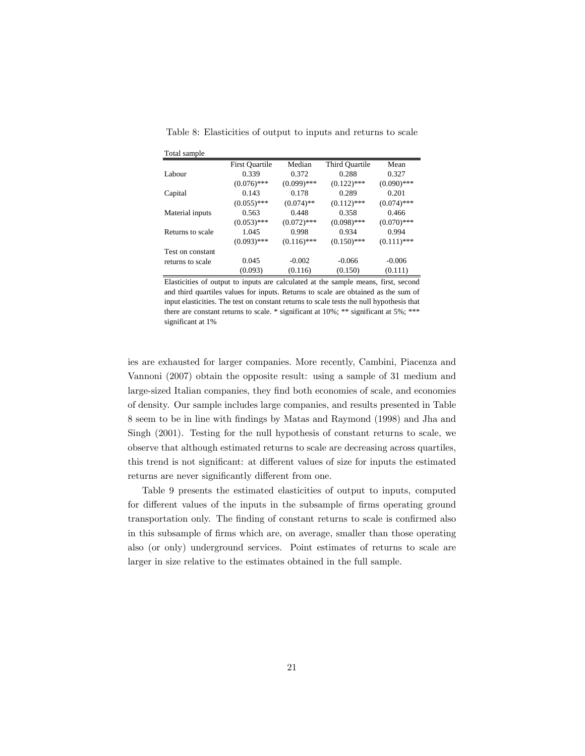Table 8: Elasticities of output to inputs and returns to scale

| Total sample | First Quartile | Median | Third Quartile | Mean |
|---|---|---|---|---|
| Labour | 0.339 | 0.372 | 0.288 | 0.327 |
| | (0.076)*** | (0.099)*** | (0.122)*** | (0.090)*** |
| Capital | 0.143 | 0.178 | 0.289 | 0.201 |
| | (0.055)*** | (0.074)** | (0.112)*** | (0.074)*** |
| Material inputs | 0.563 | 0.448 | 0.358 | 0.466 |
| | (0.053)*** | (0.072)*** | (0.098)*** | (0.070)*** |
| Returns to scale | 1.045 | 0.998 | 0.934 | 0.994 |
| | (0.093)*** | (0.116)*** | (0.150)*** | (0.111)*** |
| Test on constant returns to scale | 0.045 | -0.002 | -0.066 | -0.006 |
| | (0.093) | (0.116) | (0.150) | (0.111) |

Elasticities of output to inputs are calculated at the sample means, first, second and third quartiles values for inputs. Returns to scale are obtained as the sum of input elasticities. The test on constant returns to scale tests the null hypothesis that there are constant returns to scale. * significant at 10%; ** significant at 5%; *** significant at 1%

ies are exhausted for larger companies. More recently, Cambini, Piacenza and Vannoni (2007) obtain the opposite result: using a sample of 31 medium and large-sized Italian companies, they find both economies of scale, and economies of density. Our sample includes large companies, and results presented in Table 8 seem to be in line with findings by Matas and Raymond (1998) and Jha and Singh (2001). Testing for the null hypothesis of constant returns to scale, we observe that although estimated returns to scale are decreasing across quartiles, this trend is not significant: at different values of size for inputs the estimated returns are never significantly different from one.

Table 9 presents the estimated elasticities of output to inputs, computed for different values of the inputs in the subsample of firms operating ground transportation only. The finding of constant returns to scale is confirmed also in this subsample of firms which are, on average, smaller than those operating also (or only) underground services. Point estimates of returns to scale are larger in size relative to the estimates obtained in the full sample.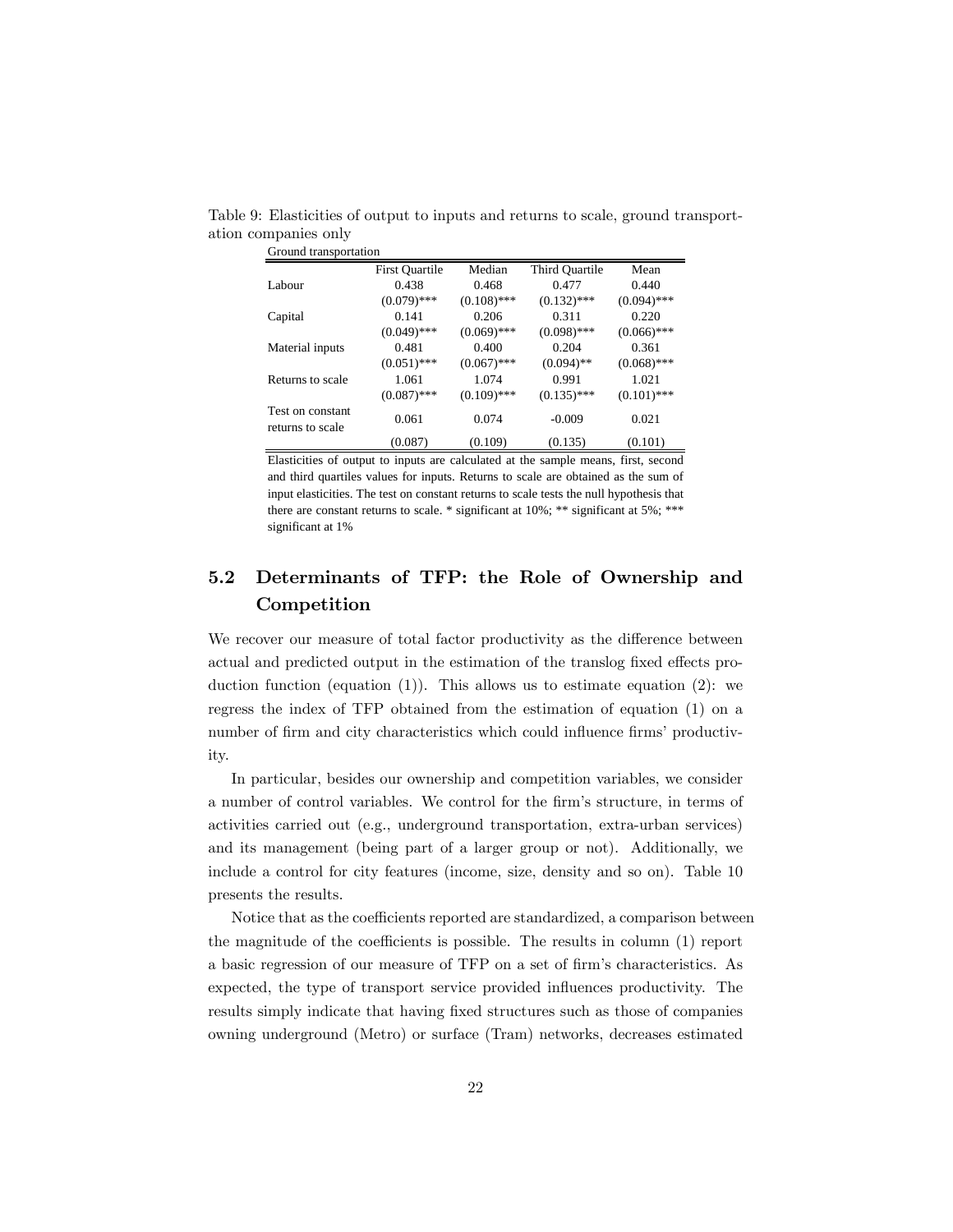Table 9: Elasticities of output to inputs and returns to scale, ground transportation companies only

Ground transportation

| | First Quartile | Median | Third Quartile | Mean |
|---|---|---|---|---|
| Labour | 0.438 | 0.468 | 0.477 | 0.440 |
| | (0.079)*** | (0.108)*** | (0.132)*** | (0.094)*** |
| Capital | 0.141 | 0.206 | 0.311 | 0.220 |
| | (0.049)*** | (0.069)*** | (0.098)*** | (0.066)*** |
| Material inputs | 0.481 | 0.400 | 0.204 | 0.361 |
| | (0.051)*** | (0.067)*** | (0.094)** | (0.068)*** |
| Returns to scale | 1.061 | 1.074 | 0.991 | 1.021 |
| | (0.087)*** | (0.109)*** | (0.135)*** | (0.101)*** |
| Test on constant returns to scale | 0.061 | 0.074 | -0.009 | 0.021 |
| | (0.087) | (0.109) | (0.135) | (0.101) |

Elasticities of output to inputs are calculated at the sample means, first, second and third quartiles values for inputs. Returns to scale are obtained as the sum of input elasticities. The test on constant returns to scale tests the null hypothesis that there are constant returns to scale. * significant at 10%; ** significant at 5%; *** significant at 1%

## 5.2 Determinants of TFP: the Role of Ownership and Competition

We recover our measure of total factor productivity as the difference between actual and predicted output in the estimation of the translog fixed effects production function (equation (1)). This allows us to estimate equation (2): we regress the index of TFP obtained from the estimation of equation (1) on a number of firm and city characteristics which could influence firms' productivity.

In particular, besides our ownership and competition variables, we consider a number of control variables. We control for the firm's structure, in terms of activities carried out (e.g., underground transportation, extra-urban services) and its management (being part of a larger group or not). Additionally, we include a control for city features (income, size, density and so on). Table 10 presents the results.

Notice that as the coefficients reported are standardized, a comparison between the magnitude of the coefficients is possible. The results in column (1) report a basic regression of our measure of TFP on a set of firm's characteristics. As expected, the type of transport service provided influences productivity. The results simply indicate that having fixed structures such as those of companies owning underground (Metro) or surface (Tram) networks, decreases estimated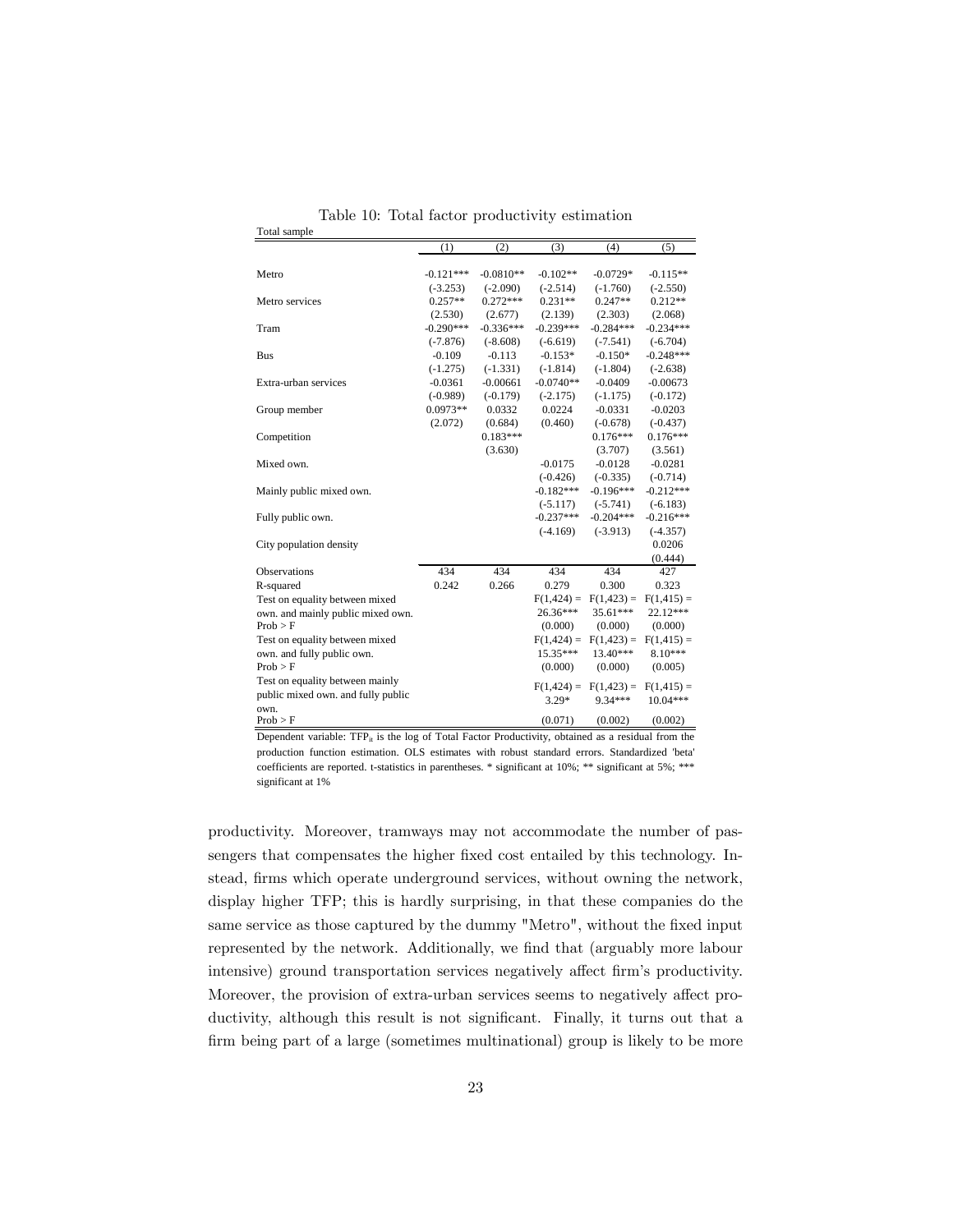Table 10: Total factor productivity estimation

Total sample

| | (1) | (2) | (3) | (4) | (5) |
|---|---|---|---|---|---|
| Metro | -0.121*** | -0.0810** | -0.102** | -0.0729* | -0.115** |
| | (-3.253) | (-2.090) | (-2.514) | (-1.760) | (-2.550) |
| Metro services | 0.257** | 0.272*** | 0.231** | 0.247** | 0.212** |
| | (2.530) | (2.677) | (2.139) | (2.303) | (2.068) |
| Tram | -0.290*** | -0.336*** | -0.239*** | -0.284*** | -0.234*** |
| | (-7.876) | (-8.608) | (-6.619) | (-7.541) | (-6.704) |
| Bus | -0.109 | -0.113 | -0.153* | -0.150* | -0.248*** |
| | (-1.275) | (-1.331) | (-1.814) | (-1.804) | (-2.638) |
| Extra-urban services | -0.0361 | -0.00661 | -0.0740** | -0.0409 | -0.00673 |
| | (-0.989) | (-0.179) | (-2.175) | (-1.175) | (-0.172) |
| Group member | 0.0973** | 0.0332 | 0.0224 | -0.0331 | -0.0203 |
| | (2.072) | (0.684) | (0.460) | (-0.678) | (-0.437) |
| Competition | | 0.183*** | | 0.176*** | 0.176*** |
| | | (3.630) | | (3.707) | (3.561) |
| Mixed own. | | | -0.0175 | -0.0128 | -0.0281 |
| | | | (-0.426) | (-0.335) | (-0.714) |
| Mainly public mixed own. | | | -0.182*** | -0.196*** | -0.212*** |
| | | | (-5.117) | (-5.741) | (-6.183) |
| Fully public own. | | | -0.237*** | -0.204*** | -0.216*** |
| | | | (-4.169) | (-3.913) | (-4.357) |
| City population density | | | | | 0.0206 |
| | | | | | (0.444) |
| Observations | 434 | 434 | 434 | 434 | 427 |
| R-squared | 0.242 | 0.266 | 0.279 | 0.300 | 0.323 |
| Test on equality between mixed own. and mainly public mixed own. | | | F(1,424) = 26.36*** | F(1,423) = 35.61*** | F(1,415) = 22.12*** |
| Prob > F | | | (0.000) | (0.000) | (0.000) |
| Test on equality between mixed own. and fully public own. | | | F(1,424) = 15.35*** | F(1,423) = 13.40*** | F(1,415) = 8.10*** |
| Prob > F | | | (0.000) | (0.000) | (0.005) |
| Test on equality between mainly public mixed own. and fully public own. | | | F(1,424) = 3.29* | F(1,423) = 9.34*** | F(1,415) = 10.04*** |
| Prob > F | | | (0.071) | (0.002) | (0.002) |

Dependent variable: $TFP_{it}$ is the log of Total Factor Productivity, obtained as a residual from the production function estimation. OLS estimates with robust standard errors. Standardized 'beta' coefficients are reported. t-statistics in parentheses. * significant at 10%; ** significant at 5%; *** significant at 1%

productivity. Moreover, tramways may not accommodate the number of passengers that compensates the higher fixed cost entailed by this technology. Instead, firms which operate underground services, without owning the network, display higher TFP; this is hardly surprising, in that these companies do the same service as those captured by the dummy "Metro", without the fixed input represented by the network. Additionally, we find that (arguably more labour intensive) ground transportation services negatively affect firm's productivity. Moreover, the provision of extra-urban services seems to negatively affect productivity, although this result is not significant. Finally, it turns out that a firm being part of a large (sometimes multinational) group is likely to be more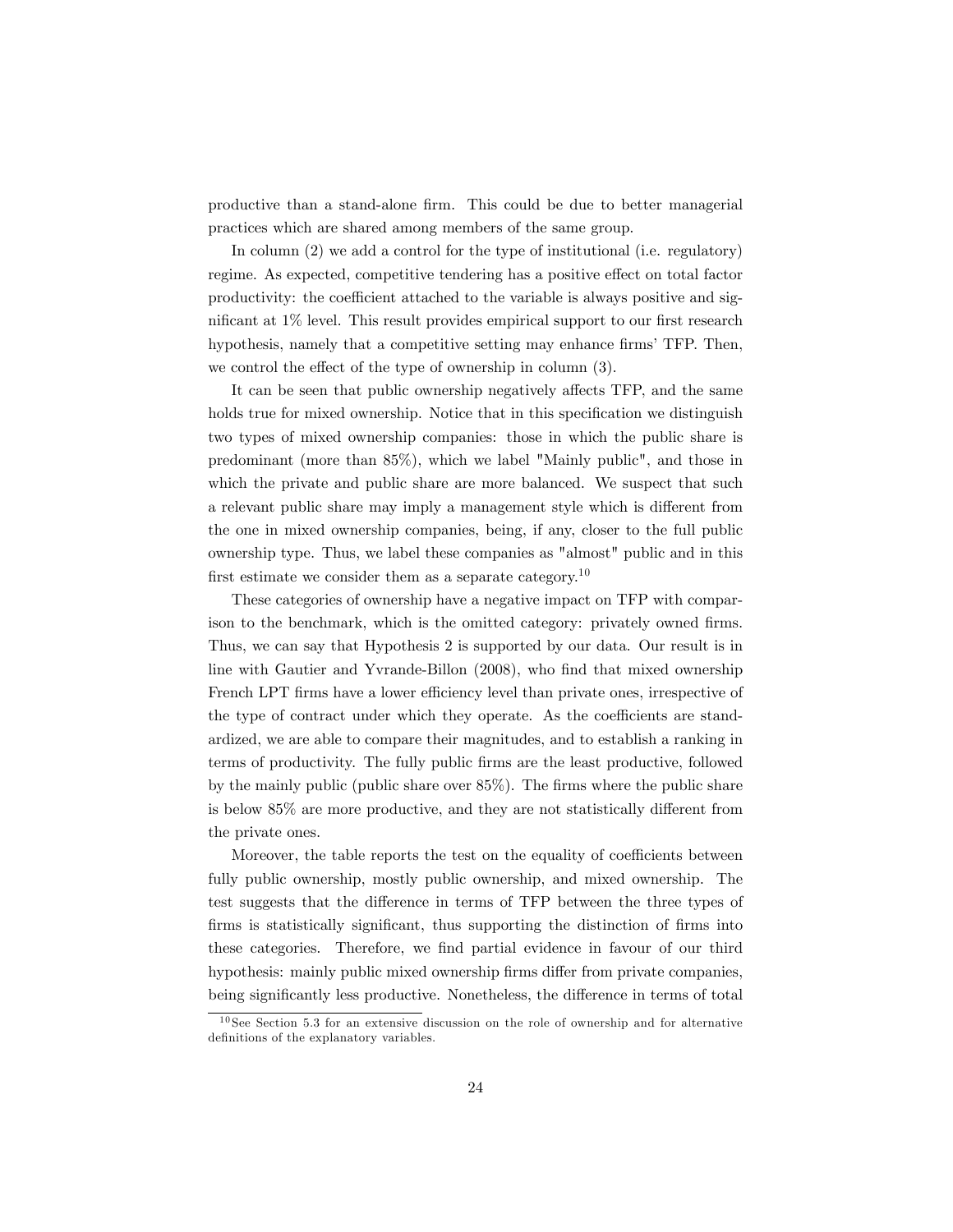productive than a stand-alone firm. This could be due to better managerial practices which are shared among members of the same group.

In column (2) we add a control for the type of institutional (i.e. regulatory) regime. As expected, competitive tendering has a positive effect on total factor productivity: the coefficient attached to the variable is always positive and significant at 1% level. This result provides empirical support to our first research hypothesis, namely that a competitive setting may enhance firms' TFP. Then, we control the effect of the type of ownership in column (3).

It can be seen that public ownership negatively affects TFP, and the same holds true for mixed ownership. Notice that in this specification we distinguish two types of mixed ownership companies: those in which the public share is predominant (more than 85%), which we label "Mainly public", and those in which the private and public share are more balanced. We suspect that such a relevant public share may imply a management style which is different from the one in mixed ownership companies, being, if any, closer to the full public ownership type. Thus, we label these companies as "almost" public and in this first estimate we consider them as a separate category.[10]

These categories of ownership have a negative impact on TFP with comparison to the benchmark, which is the omitted category: privately owned firms. Thus, we can say that Hypothesis 2 is supported by our data. Our result is in line with Gautier and Yvrande-Billon (2008), who find that mixed ownership French LPT firms have a lower efficiency level than private ones, irrespective of the type of contract under which they operate. As the coefficients are standardized, we are able to compare their magnitudes, and to establish a ranking in terms of productivity. The fully public firms are the least productive, followed by the mainly public (public share over 85%). The firms where the public share is below 85% are more productive, and they are not statistically different from the private ones.

Moreover, the table reports the test on the equality of coefficients between fully public ownership, mostly public ownership, and mixed ownership. The test suggests that the difference in terms of TFP between the three types of firms is statistically significant, thus supporting the distinction of firms into these categories. Therefore, we find partial evidence in favour of our third hypothesis: mainly public mixed ownership firms differ from private companies, being significantly less productive. Nonetheless, the difference in terms of total

[10] See Section 5.3 for an extensive discussion on the role of ownership and for alternative definitions of the explanatory variables.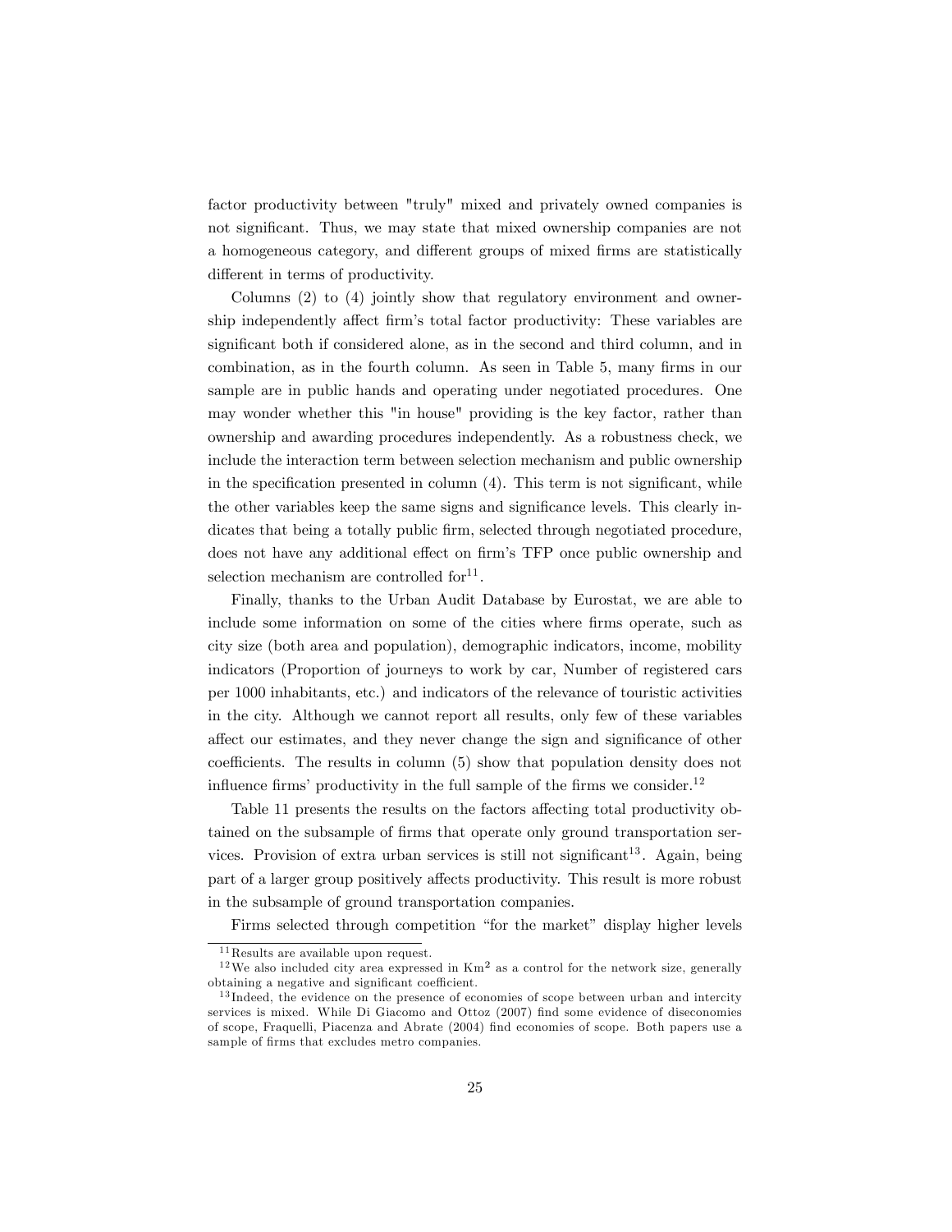factor productivity between "truly" mixed and privately owned companies is not significant. Thus, we may state that mixed ownership companies are not a homogeneous category, and different groups of mixed firms are statistically different in terms of productivity.

Columns (2) to (4) jointly show that regulatory environment and ownership independently affect firm's total factor productivity: These variables are significant both if considered alone, as in the second and third column, and in combination, as in the fourth column. As seen in Table 5, many firms in our sample are in public hands and operating under negotiated procedures. One may wonder whether this "in house" providing is the key factor, rather than ownership and awarding procedures independently. As a robustness check, we include the interaction term between selection mechanism and public ownership in the specification presented in column (4). This term is not significant, while the other variables keep the same signs and significance levels. This clearly indicates that being a totally public firm, selected through negotiated procedure, does not have any additional effect on firm's TFP once public ownership and selection mechanism are controlled for[11].

Finally, thanks to the Urban Audit Database by Eurostat, we are able to include some information on some of the cities where firms operate, such as city size (both area and population), demographic indicators, income, mobility indicators (Proportion of journeys to work by car, Number of registered cars per 1000 inhabitants, etc.) and indicators of the relevance of touristic activities in the city. Although we cannot report all results, only few of these variables affect our estimates, and they never change the sign and significance of other coefficients. The results in column (5) show that population density does not influence firms' productivity in the full sample of the firms we consider.[12]

Table 11 presents the results on the factors affecting total productivity obtained on the subsample of firms that operate only ground transportation services. Provision of extra urban services is still not significant[13]. Again, being part of a larger group positively affects productivity. This result is more robust in the subsample of ground transportation companies.

Firms selected through competition "for the market" display higher levels

[11] Results are available upon request.

[12] We also included city area expressed in $\text{Km}^2$ as a control for the network size, generally obtaining a negative and significant coefficient.

[13] Indeed, the evidence on the presence of economies of scope between urban and intercity services is mixed. While Di Giacomo and Ottoz (2007) find some evidence of diseconomies of scope, Fraquelli, Piacenza and Abrate (2004) find economies of scope. Both papers use a sample of firms that excludes metro companies.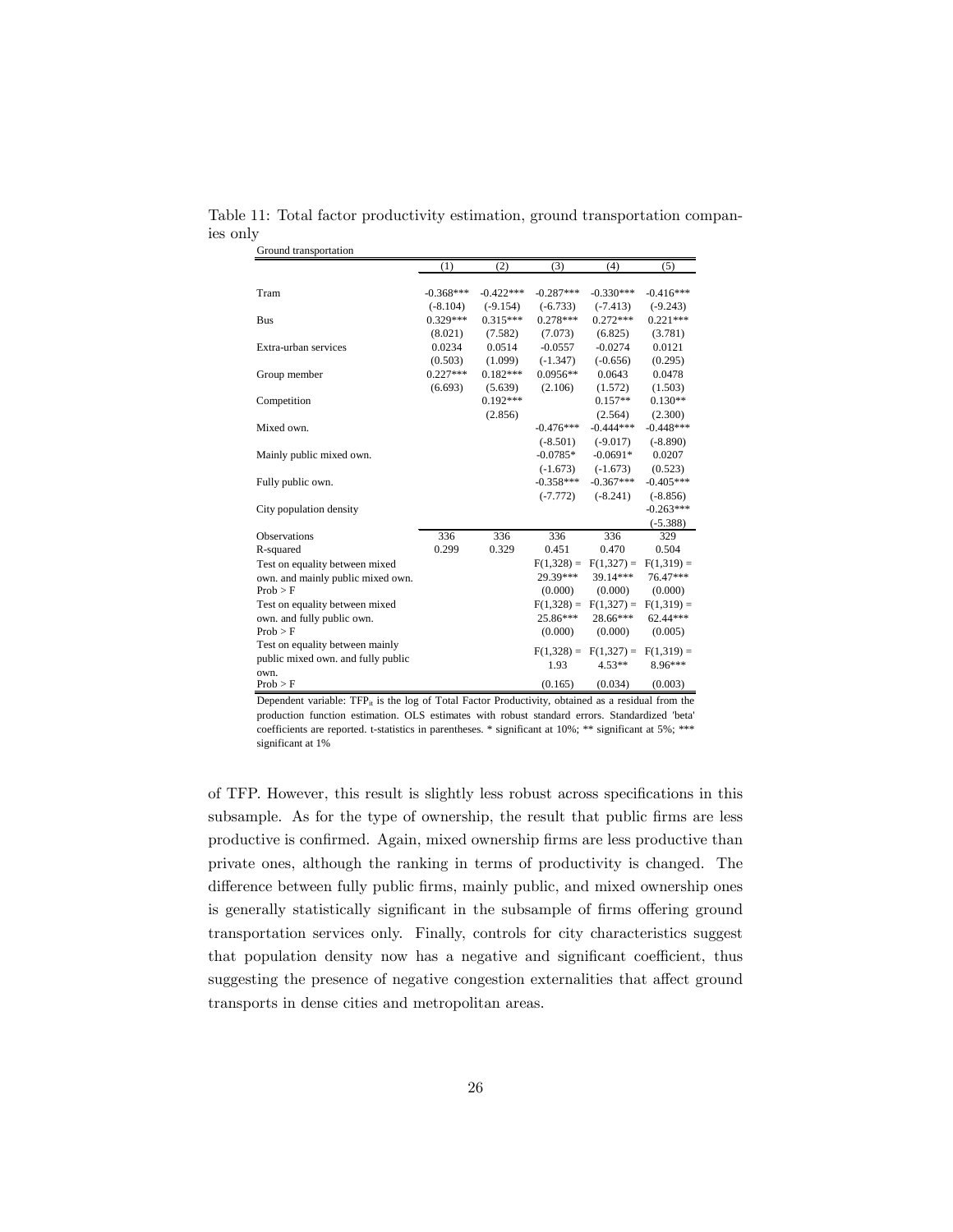Table 11: Total factor productivity estimation, ground transportation companies only

| Ground transportation | (1) | (2) | (3) | (4) | (5) |
|---|---|---|---|---|---|
| Tram | -0.368*** | -0.422*** | -0.287*** | -0.330*** | -0.416*** |
| | (-8.104) | (-9.154) | (-6.733) | (-7.413) | (-9.243) |
| Bus | 0.329*** | 0.315*** | 0.278*** | 0.272*** | 0.221*** |
| | (8.021) | (7.582) | (7.073) | (6.825) | (3.781) |
| Extra-urban services | 0.0234 | 0.0514 | -0.0557 | -0.0274 | 0.0121 |
| | (0.503) | (1.099) | (-1.347) | (-0.656) | (0.295) |
| Group member | 0.227*** | 0.182*** | 0.0956** | 0.0643 | 0.0478 |
| | (6.693) | (5.639) | (2.106) | (1.572) | (1.503) |
| Competition | | 0.192*** | | 0.157** | 0.130** |
| | | (2.856) | | (2.564) | (2.300) |
| Mixed own. | | | -0.476*** | -0.444*** | -0.448*** |
| | | | (-8.501) | (-9.017) | (-8.890) |
| Mainly public mixed own. | | | -0.0785* | -0.0691* | 0.0207 |
| | | | (-1.673) | (-1.673) | (0.523) |
| Fully public own. | | | -0.358*** | -0.367*** | -0.405*** |
| | | | (-7.772) | (-8.241) | (-8.856) |
| City population density | | | | | -0.263*** |
| | | | | | (-5.388) |
| Observations | 336 | 336 | 336 | 336 | 329 |
| R-squared | 0.299 | 0.329 | 0.451 | 0.470 | 0.504 |
| Test on equality between mixed own. and mainly public mixed own. | | | F(1,328) = 29.39*** | F(1,327) = 39.14*** | F(1,319) = 76.47*** |
| Prob > F | | | (0.000) | (0.000) | (0.000) |
| Test on equality between mixed own. and fully public own. | | | F(1,328) = 25.86*** | F(1,327) = 28.66*** | F(1,319) = 62.44*** |
| Prob > F | | | (0.000) | (0.000) | (0.005) |
| Test on equality between mainly public mixed own. and fully public own. | | | F(1,328) = 1.93 | F(1,327) = 4.53** | F(1,319) = 8.96*** |
| Prob > F | | | (0.165) | (0.034) | (0.003) |

Dependent variable: $TFP_{it}$ is the log of Total Factor Productivity, obtained as a residual from the production function estimation. OLS estimates with robust standard errors. Standardized 'beta' coefficients are reported. t-statistics in parentheses. * significant at 10%; ** significant at 5%; *** significant at 1%

of TFP. However, this result is slightly less robust across specifications in this subsample. As for the type of ownership, the result that public firms are less productive is confirmed. Again, mixed ownership firms are less productive than private ones, although the ranking in terms of productivity is changed. The difference between fully public firms, mainly public, and mixed ownership ones is generally statistically significant in the subsample of firms offering ground transportation services only. Finally, controls for city characteristics suggest that population density now has a negative and significant coefficient, thus suggesting the presence of negative congestion externalities that affect ground transports in dense cities and metropolitan areas.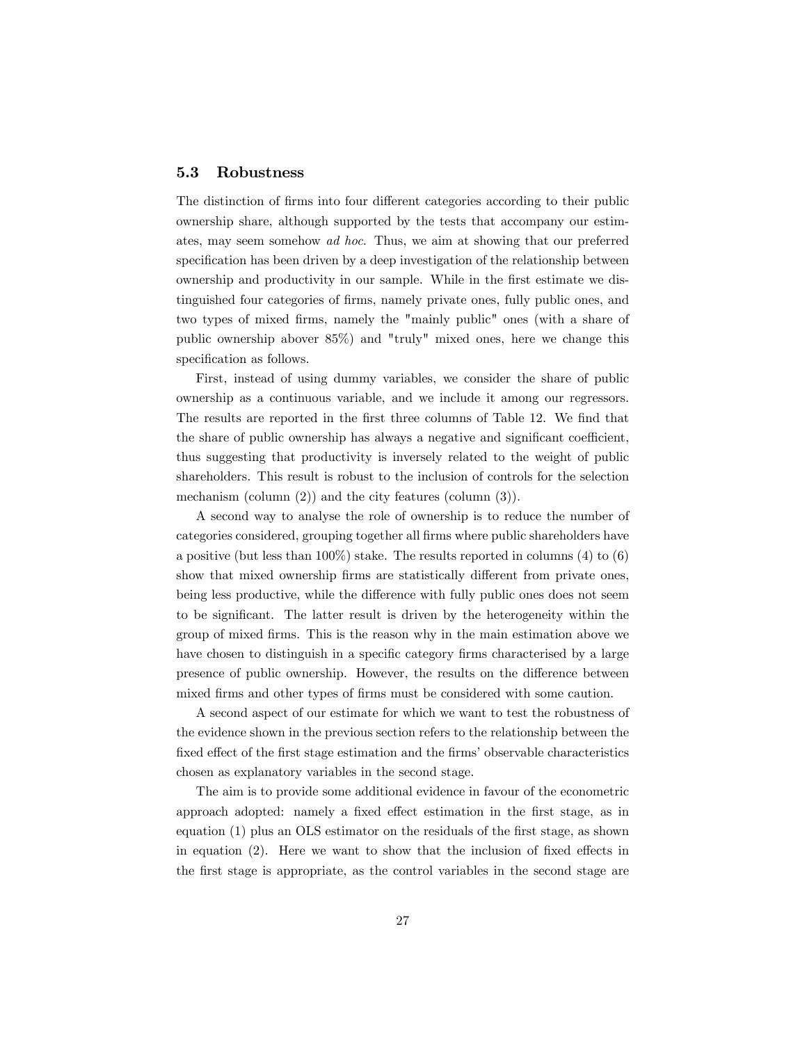### 5.3 Robustness

The distinction of firms into four different categories according to their public ownership share, although supported by the tests that accompany our estimates, may seem somehow *ad hoc*. Thus, we aim at showing that our preferred specification has been driven by a deep investigation of the relationship between ownership and productivity in our sample. While in the first estimate we distinguished four categories of firms, namely private ones, fully public ones, and two types of mixed firms, namely the "mainly public" ones (with a share of public ownership above 85%) and "truly" mixed ones, here we change this specification as follows.

First, instead of using dummy variables, we consider the share of public ownership as a continuous variable, and we include it among our regressors. The results are reported in the first three columns of Table 12. We find that the share of public ownership has always a negative and significant coefficient, thus suggesting that productivity is inversely related to the weight of public shareholders. This result is robust to the inclusion of controls for the selection mechanism (column (2)) and the city features (column (3)).

A second way to analyse the role of ownership is to reduce the number of categories considered, grouping together all firms where public shareholders have a positive (but less than 100%) stake. The results reported in columns (4) to (6) show that mixed ownership firms are statistically different from private ones, being less productive, while the difference with fully public ones does not seem to be significant. The latter result is driven by the heterogeneity within the group of mixed firms. This is the reason why in the main estimation above we have chosen to distinguish in a specific category firms characterised by a large presence of public ownership. However, the results on the difference between mixed firms and other types of firms must be considered with some caution.

A second aspect of our estimate for which we want to test the robustness of the evidence shown in the previous section refers to the relationship between the fixed effect of the first stage estimation and the firms' observable characteristics chosen as explanatory variables in the second stage.

The aim is to provide some additional evidence in favour of the econometric approach adopted: namely a fixed effect estimation in the first stage, as in equation (1) plus an OLS estimator on the residuals of the first stage, as shown in equation (2). Here we want to show that the inclusion of fixed effects in the first stage is appropriate, as the control variables in the second stage are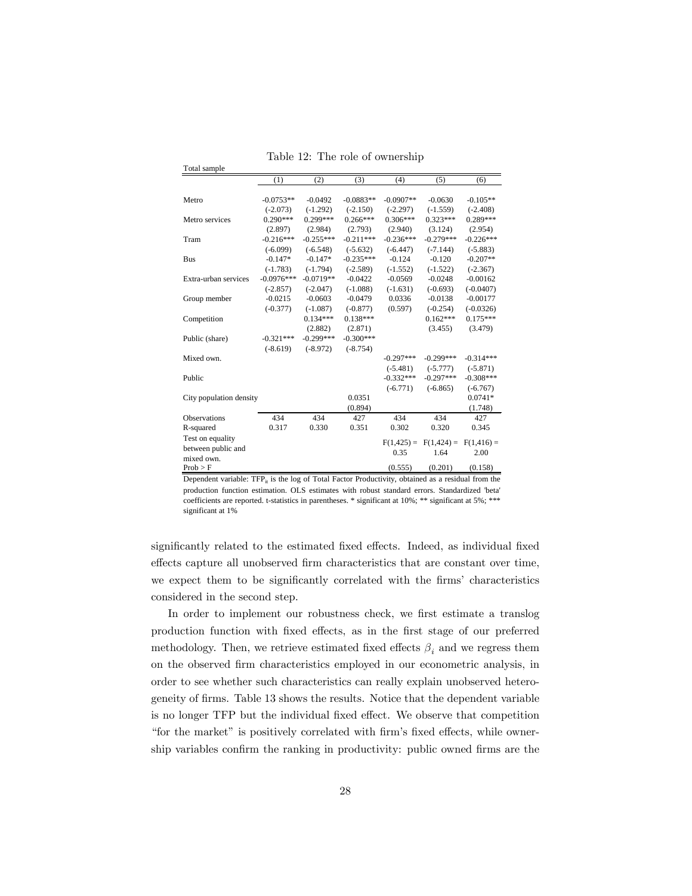Table 12: The role of ownership

Total sample

| | (1) | (2) | (3) | (4) | (5) | (6) |
|---|---|---|---|---|---|---|
| Metro | -0.0753** | -0.0492 | -0.0883** | -0.0907** | -0.0630 | -0.105** |
| | (-2.073) | (-1.292) | (-2.150) | (-2.297) | (-1.559) | (-2.408) |
| Metro services | 0.290*** | 0.299*** | 0.266*** | 0.306*** | 0.323*** | 0.289*** |
| | (2.897) | (2.984) | (2.793) | (2.940) | (3.124) | (2.954) |
| Tram | -0.216*** | -0.255*** | -0.211*** | -0.236*** | -0.279*** | -0.226*** |
| | (-6.099) | (-6.548) | (-5.632) | (-6.447) | (-7.144) | (-5.883) |
| Bus | -0.147* | -0.147* | -0.235*** | -0.124 | -0.120 | -0.207** |
| | (-1.783) | (-1.794) | (-2.589) | (-1.552) | (-1.522) | (-2.367) |
| Extra-urban services | -0.0976*** | -0.0719** | -0.0422 | -0.0569 | -0.0248 | -0.00162 |
| | (-2.857) | (-2.047) | (-1.088) | (-1.631) | (-0.693) | (-0.0407) |
| Group member | -0.0215 | -0.0603 | -0.0479 | 0.0336 | -0.0138 | -0.00177 |
| | (-0.377) | (-1.087) | (-0.877) | (0.597) | (-0.254) | (-0.0326) |
| Competition | | 0.134*** | 0.138*** | | 0.162*** | 0.175*** |
| | | (2.882) | (2.871) | | (3.455) | (3.479) |
| Public (share) | -0.321*** | -0.299*** | -0.300*** | | | |
| | (-8.619) | (-8.972) | (-8.754) | | | |
| Mixed own. | | | | -0.297*** | -0.299*** | -0.314*** |
| | | | | (-5.481) | (-5.777) | (-5.871) |
| Public | | | | -0.332*** | -0.297*** | -0.308*** |
| | | | | (-6.771) | (-6.865) | (-6.767) |
| City population density | | | 0.0351 | | | 0.0741* |
| | | | (0.894) | | | (1.748) |
| Observations | 434 | 434 | 427 | 434 | 434 | 427 |
| R-squared | 0.317 | 0.330 | 0.351 | 0.302 | 0.320 | 0.345 |
| Test on equality between public and mixed own. | | | | F(1,425) = 0.35 | F(1,424) = 1.64 | F(1,416) = 2.00 |
| Prob > F | | | | (0.555) | (0.201) | (0.158) |

Dependent variable: $TFP_{it}$ is the log of Total Factor Productivity, obtained as a residual from the production function estimation. OLS estimates with robust standard errors. Standardized 'beta' coefficients are reported. t-statistics in parentheses. * significant at 10%; ** significant at 5%; *** significant at 1%

significantly related to the estimated fixed effects. Indeed, as individual fixed effects capture all unobserved firm characteristics that are constant over time, we expect them to be significantly correlated with the firms' characteristics considered in the second step.

In order to implement our robustness check, we first estimate a translog production function with fixed effects, as in the first stage of our preferred methodology. Then, we retrieve estimated fixed effects $\beta_i$ and we regress them on the observed firm characteristics employed in our econometric analysis, in order to see whether such characteristics can really explain unobserved heterogeneity of firms. Table 13 shows the results. Notice that the dependent variable is no longer TFP but the individual fixed effect. We observe that competition "for the market" is positively correlated with firm's fixed effects, while ownership variables confirm the ranking in productivity: public owned firms are the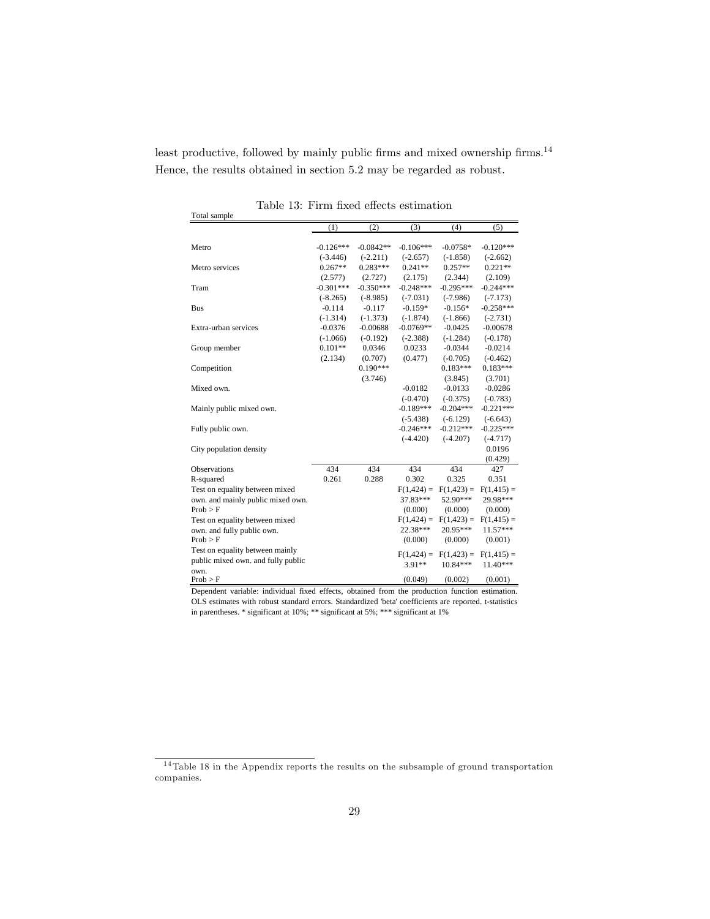least productive, followed by mainly public firms and mixed ownership firms.[14] Hence, the results obtained in section 5.2 may be regarded as robust.

Table 13: Firm fixed effects estimation

Total sample

| | (1) | (2) | (3) | (4) | (5) |
|---|---|---|---|---|---|
| Metro | -0.126*** | -0.0842** | -0.106*** | -0.0758* | -0.120*** |
| | (-3.446) | (-2.211) | (-2.657) | (-1.858) | (-2.662) |
| Metro services | 0.267** | 0.283*** | 0.241** | 0.257** | 0.221** |
| | (2.577) | (2.727) | (2.175) | (2.344) | (2.109) |
| Tram | -0.301*** | -0.350*** | -0.248*** | -0.295*** | -0.244*** |
| | (-8.265) | (-8.985) | (-7.031) | (-7.986) | (-7.173) |
| Bus | -0.114 | -0.117 | -0.159* | -0.156* | -0.258*** |
| | (-1.314) | (-1.373) | (-1.874) | (-1.866) | (-2.731) |
| Extra-urban services | -0.0376 | -0.00688 | -0.0769** | -0.0425 | -0.00678 |
| | (-1.066) | (-0.192) | (-2.388) | (-1.284) | (-0.178) |
| Group member | 0.101** | 0.0346 | 0.0233 | -0.0344 | -0.0214 |
| | (2.134) | (0.707) | (0.477) | (-0.705) | (-0.462) |
| Competition | | 0.190*** | | 0.183*** | 0.183*** |
| | | (3.746) | | (3.845) | (3.701) |
| Mixed own. | | | -0.0182 | -0.0133 | -0.0286 |
| | | | (-0.470) | (-0.375) | (-0.783) |
| Mainly public mixed own. | | | -0.189*** | -0.204*** | -0.221*** |
| | | | (-5.438) | (-6.129) | (-6.643) |
| Fully public own. | | | -0.246*** | -0.212*** | -0.225*** |
| | | | (-4.420) | (-4.207) | (-4.717) |
| City population density | | | | | 0.0196 |
| | | | | | (0.429) |
| Observations | 434 | 434 | 434 | 434 | 427 |
| R-squared | 0.261 | 0.288 | 0.302 | 0.325 | 0.351 |
| Test on equality between mixed own. and mainly public mixed own. | | | $F(1,424) =$ 37.83*** | $F(1,423) =$ 52.90*** | $F(1,415) =$ 29.98*** |
| Prob > F | | | (0.000) | (0.000) | (0.000) |
| Test on equality between mixed own. and fully public own. | | | $F(1,424) =$ 22.38*** | $F(1,423) =$ 20.95*** | $F(1,415) =$ 11.57*** |
| Prob > F | | | (0.000) | (0.000) | (0.001) |
| Test on equality between mainly public mixed own. and fully public own. | | | $F(1,424) =$ 3.91** | $F(1,423) =$ 10.84*** | $F(1,415) =$ 11.40*** |
| Prob > F | | | (0.049) | (0.002) | (0.001) |

Dependent variable: individual fixed effects, obtained from the production function estimation. OLS estimates with robust standard errors. Standardized 'beta' coefficients are reported. t-statistics in parentheses. * significant at 10%; ** significant at 5%; *** significant at 1%

[14] Table 18 in the Appendix reports the results on the subsample of ground transportation companies.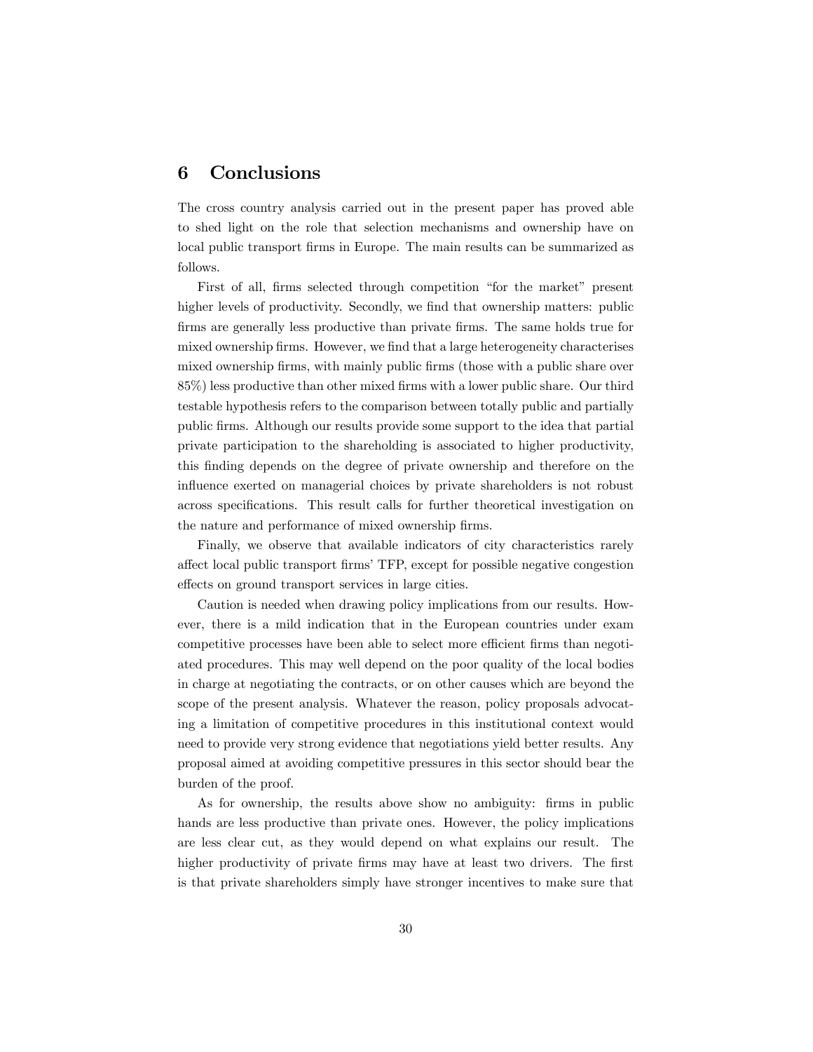# 6 Conclusions

The cross country analysis carried out in the present paper has proved able to shed light on the role that selection mechanisms and ownership have on local public transport firms in Europe. The main results can be summarized as follows.

First of all, firms selected through competition "for the market" present higher levels of productivity. Secondly, we find that ownership matters: public firms are generally less productive than private firms. The same holds true for mixed ownership firms. However, we find that a large heterogeneity characterises mixed ownership firms, with mainly public firms (those with a public share over 85%) less productive than other mixed firms with a lower public share. Our third testable hypothesis refers to the comparison between totally public and partially public firms. Although our results provide some support to the idea that partial private participation to the shareholding is associated to higher productivity, this finding depends on the degree of private ownership and therefore on the influence exerted on managerial choices by private shareholders is not robust across specifications. This result calls for further theoretical investigation on the nature and performance of mixed ownership firms.

Finally, we observe that available indicators of city characteristics rarely affect local public transport firms' TFP, except for possible negative congestion effects on ground transport services in large cities.

Caution is needed when drawing policy implications from our results. However, there is a mild indication that in the European countries under exam competitive processes have been able to select more efficient firms than negotiated procedures. This may well depend on the poor quality of the local bodies in charge at negotiating the contracts, or on other causes which are beyond the scope of the present analysis. Whatever the reason, policy proposals advocating a limitation of competitive procedures in this institutional context would need to provide very strong evidence that negotiations yield better results. Any proposal aimed at avoiding competitive pressures in this sector should bear the burden of the proof.

As for ownership, the results above show no ambiguity: firms in public hands are less productive than private ones. However, the policy implications are less clear cut, as they would depend on what explains our result. The higher productivity of private firms may have at least two drivers. The first is that private shareholders simply have stronger incentives to make sure that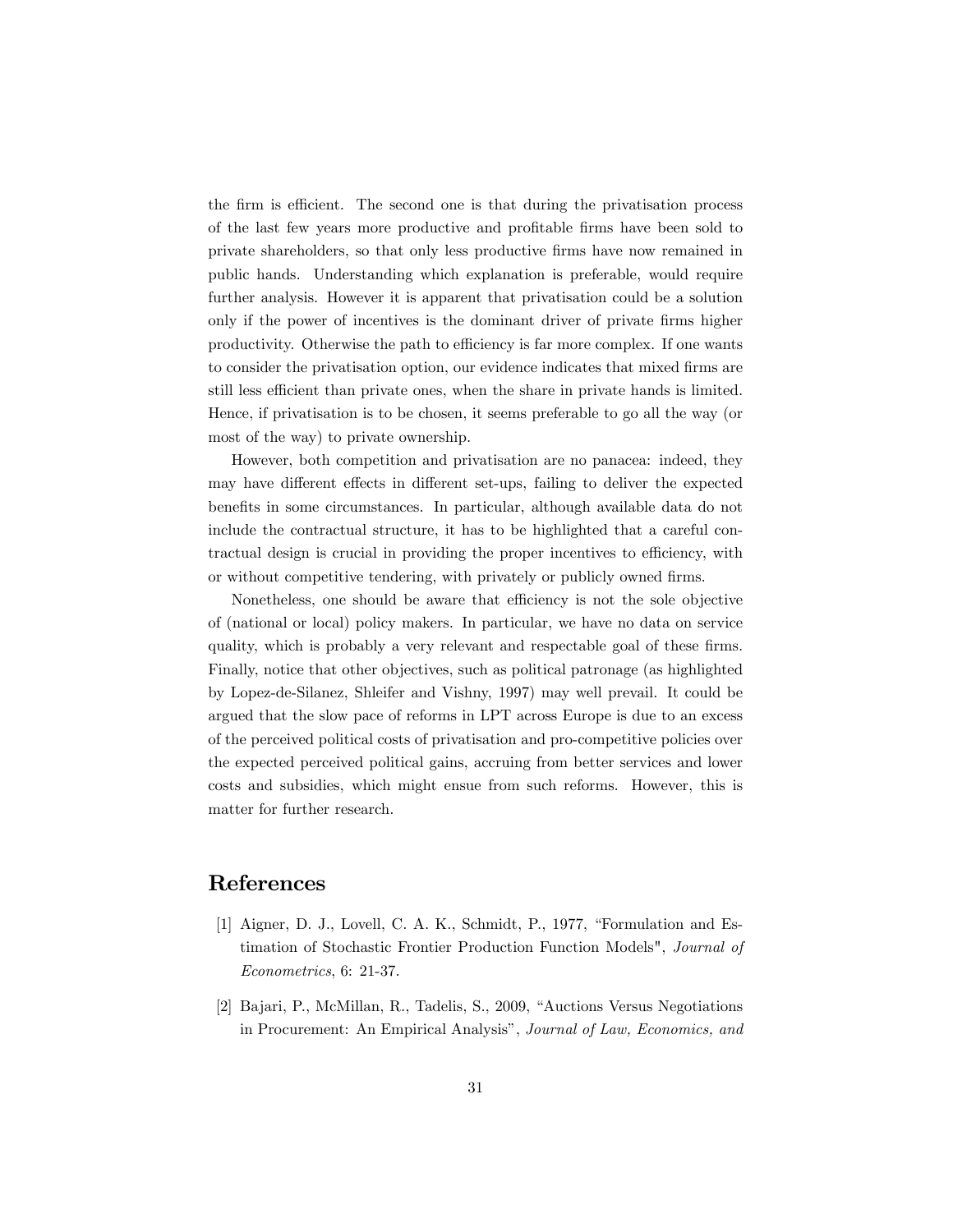the firm is efficient. The second one is that during the privatisation process of the last few years more productive and profitable firms have been sold to private shareholders, so that only less productive firms have now remained in public hands. Understanding which explanation is preferable, would require further analysis. However it is apparent that privatisation could be a solution only if the power of incentives is the dominant driver of private firms higher productivity. Otherwise the path to efficiency is far more complex. If one wants to consider the privatisation option, our evidence indicates that mixed firms are still less efficient than private ones, when the share in private hands is limited. Hence, if privatisation is to be chosen, it seems preferable to go all the way (or most of the way) to private ownership.

However, both competition and privatisation are no panacea: indeed, they may have different effects in different set-ups, failing to deliver the expected benefits in some circumstances. In particular, although available data do not include the contractual structure, it has to be highlighted that a careful contractual design is crucial in providing the proper incentives to efficiency, with or without competitive tendering, with privately or publicly owned firms.

Nonetheless, one should be aware that efficiency is not the sole objective of (national or local) policy makers. In particular, we have no data on service quality, which is probably a very relevant and respectable goal of these firms. Finally, notice that other objectives, such as political patronage (as highlighted by Lopez-de-Silanez, Shleifer and Vishny, 1997) may well prevail. It could be argued that the slow pace of reforms in LPT across Europe is due to an excess of the perceived political costs of privatisation and pro-competitive policies over the expected perceived political gains, accruing from better services and lower costs and subsidies, which might ensue from such reforms. However, this is matter for further research.

# References

[1] Aigner, D. J., Lovell, C. A. K., Schmidt, P., 1977, "Formulation and Estimation of Stochastic Frontier Production Function Models", *Journal of Econometrics*, 6: 21-37.

[2] Bajari, P., McMillan, R., Tadelis, S., 2009, "Auctions Versus Negotiations in Procurement: An Empirical Analysis", *Journal of Law, Economics, and*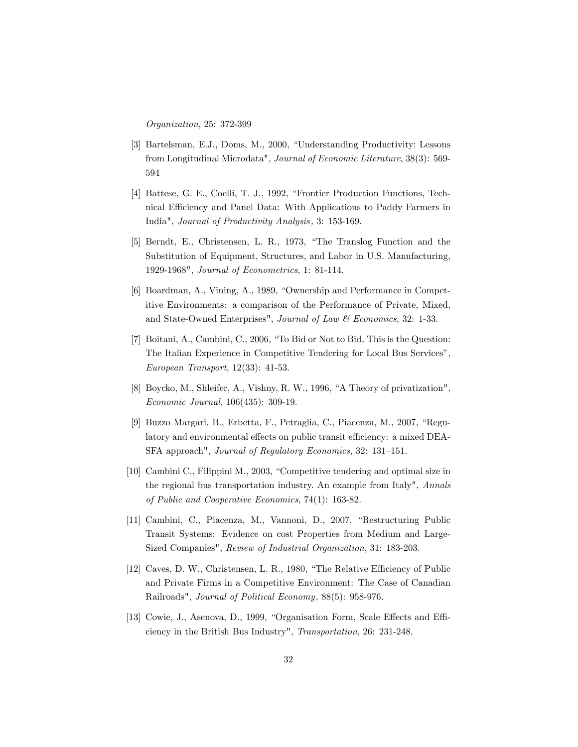*Organization*, 25: 372-399

[3] Bartelsman, E.J., Doms, M., 2000, "Understanding Productivity: Lessons from Longitudinal Microdata", *Journal of Economic Literature*, 38(3): 569-594

[4] Battese, G. E., Coelli, T. J., 1992, "Frontier Production Functions, Technical Efficiency and Panel Data: With Applications to Paddy Farmers in India", *Journal of Productivity Analysis,* 3: 153-169.

[5] Berndt, E., Christensen, L. R., 1973, "The Translog Function and the Substitution of Equipment, Structures, and Labor in U.S. Manufacturing, 1929-1968", *Journal of Econometrics*, 1: 81-114.

[6] Boardman, A., Vining, A., 1989, "Ownership and Performance in Competitive Environments: a comparison of the Performance of Private, Mixed, and State-Owned Enterprises", *Journal of Law & Economics*, 32: 1-33.

[7] Boitani, A., Cambini, C., 2006, "To Bid or Not to Bid, This is the Question: The Italian Experience in Competitive Tendering for Local Bus Services", *European Transport*, 12(33): 41-53.

[8] Boycko, M., Shleifer, A., Vishny, R. W., 1996, "A Theory of privatization", *Economic Journal*, 106(435): 309-19.

[9] Buzzo Margari, B., Erbetta, F., Petraglia, C., Piacenza, M., 2007, "Regulatory and environmental effects on public transit efficiency: a mixed DEA-SFA approach", *Journal of Regulatory Economics*, 32: 131–151.

[10] Cambini C., Filippini M., 2003, "Competitive tendering and optimal size in the regional bus transportation industry. An example from Italy", *Annals of Public and Cooperative Economics*, 74(1): 163-82.

[11] Cambini, C., Piacenza, M., Vannoni, D., 2007, "Restructuring Public Transit Systems: Evidence on cost Properties from Medium and Large-Sized Companies", *Review of Industrial Organization*, 31: 183-203.

[12] Caves, D. W., Christensen, L. R., 1980, "The Relative Efficiency of Public and Private Firms in a Competitive Environment: The Case of Canadian Railroads", *Journal of Political Economy,* 88(5): 958-976.

[13] Cowie, J., Asenova, D., 1999, "Organisation Form, Scale Effects and Efficiency in the British Bus Industry", *Transportation*, 26: 231-248.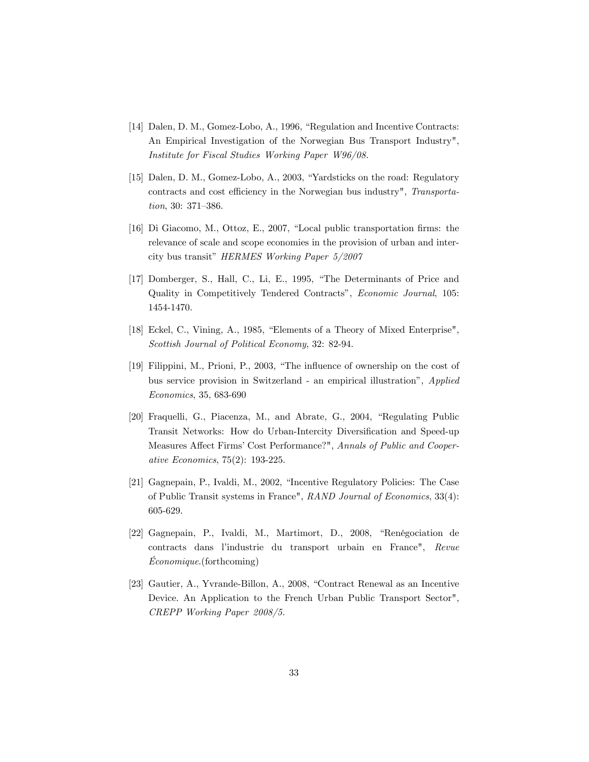[14] Dalen, D. M., Gomez-Lobo, A., 1996, "Regulation and Incentive Contracts: An Empirical Investigation of the Norwegian Bus Transport Industry", *Institute for Fiscal Studies Working Paper W96/08.*

[15] Dalen, D. M., Gomez-Lobo, A., 2003, "Yardsticks on the road: Regulatory contracts and cost efficiency in the Norwegian bus industry", *Transportation*, 30: 371–386.

[16] Di Giacomo, M., Ottoz, E., 2007, "Local public transportation firms: the relevance of scale and scope economies in the provision of urban and intercity bus transit" *HERMES Working Paper 5/2007*

[17] Domberger, S., Hall, C., Li, E., 1995, "The Determinants of Price and Quality in Competitively Tendered Contracts", *Economic Journal*, 105: 1454-1470.

[18] Eckel, C., Vining, A., 1985, "Elements of a Theory of Mixed Enterprise", *Scottish Journal of Political Economy*, 32: 82-94.

[19] Filippini, M., Prioni, P., 2003, "The influence of ownership on the cost of bus service provision in Switzerland - an empirical illustration", *Applied Economics*, 35, 683-690

[20] Fraquelli, G., Piacenza, M., and Abrate, G., 2004, "Regulating Public Transit Networks: How do Urban-Intercity Diversification and Speed-up Measures Affect Firms' Cost Performance?", *Annals of Public and Cooperative Economics*, 75(2): 193-225.

[21] Gagnepain, P., Ivaldi, M., 2002, "Incentive Regulatory Policies: The Case of Public Transit systems in France", *RAND Journal of Economics*, 33(4): 605-629.

[22] Gagnepain, P., Ivaldi, M., Martimort, D., 2008, "Renégociation de contracts dans l'industrie du transport urbain en France", *Revue Économique*.(forthcoming)

[23] Gautier, A., Yvrande-Billon, A., 2008, "Contract Renewal as an Incentive Device. An Application to the French Urban Public Transport Sector", *CREPP Working Paper 2008/5.*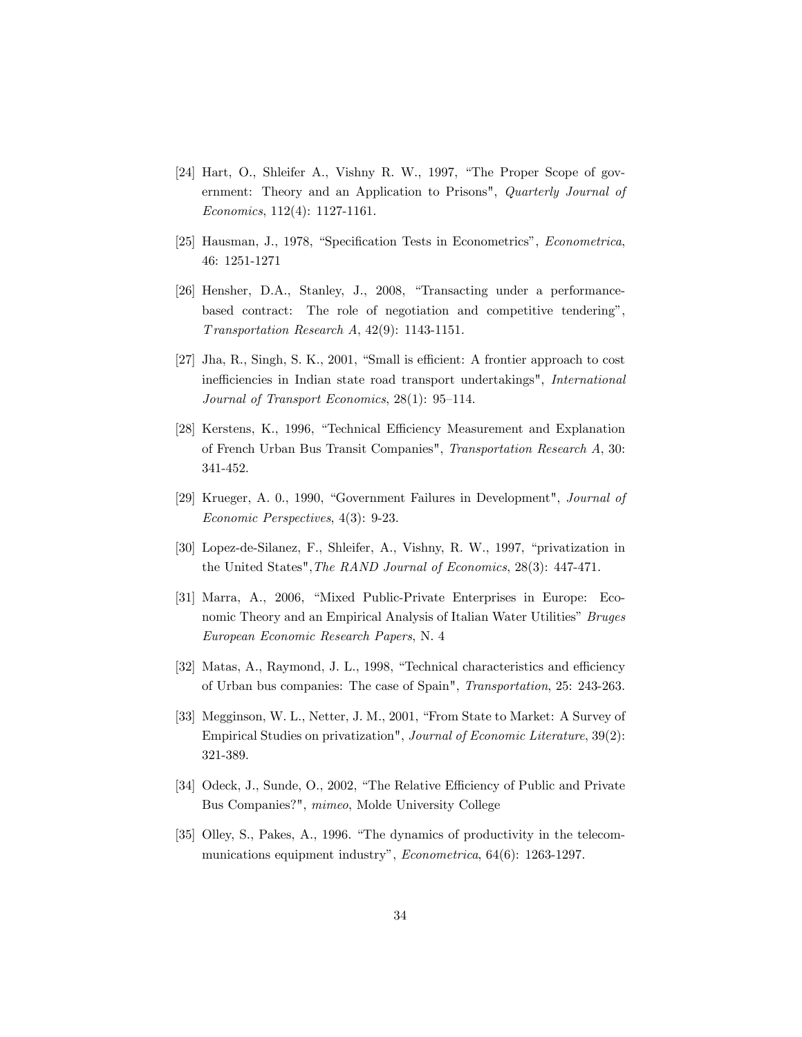[24] Hart, O., Shleifer A., Vishny R. W., 1997, "The Proper Scope of government: Theory and an Application to Prisons", *Quarterly Journal of Economics*, 112(4): 1127-1161.

[25] Hausman, J., 1978, "Specification Tests in Econometrics", *Econometrica*, 46: 1251-1271

[26] Hensher, D.A., Stanley, J., 2008, "Transacting under a performance-based contract: The role of negotiation and competitive tendering", *Transportation Research A*, 42(9): 1143-1151.

[27] Jha, R., Singh, S. K., 2001, "Small is efficient: A frontier approach to cost inefficiencies in Indian state road transport undertakings", *International Journal of Transport Economics*, 28(1): 95–114.

[28] Kerstens, K., 1996, "Technical Efficiency Measurement and Explanation of French Urban Bus Transit Companies", *Transportation Research A*, 30: 341-452.

[29] Krueger, A. 0., 1990, "Government Failures in Development", *Journal of Economic Perspectives*, 4(3): 9-23.

[30] Lopez-de-Silanez, F., Shleifer, A., Vishny, R. W., 1997, "privatization in the United States",*The RAND Journal of Economics*, 28(3): 447-471.

[31] Marra, A., 2006, "Mixed Public-Private Enterprises in Europe: Economic Theory and an Empirical Analysis of Italian Water Utilities" *Bruges European Economic Research Papers*, N. 4

[32] Matas, A., Raymond, J. L., 1998, "Technical characteristics and efficiency of Urban bus companies: The case of Spain", *Transportation*, 25: 243-263.

[33] Megginson, W. L., Netter, J. M., 2001, "From State to Market: A Survey of Empirical Studies on privatization", *Journal of Economic Literature*, 39(2): 321-389.

[34] Odeck, J., Sunde, O., 2002, "The Relative Efficiency of Public and Private Bus Companies?", *mimeo*, Molde University College

[35] Olley, S., Pakes, A., 1996. "The dynamics of productivity in the telecommunications equipment industry", *Econometrica*, 64(6): 1263-1297.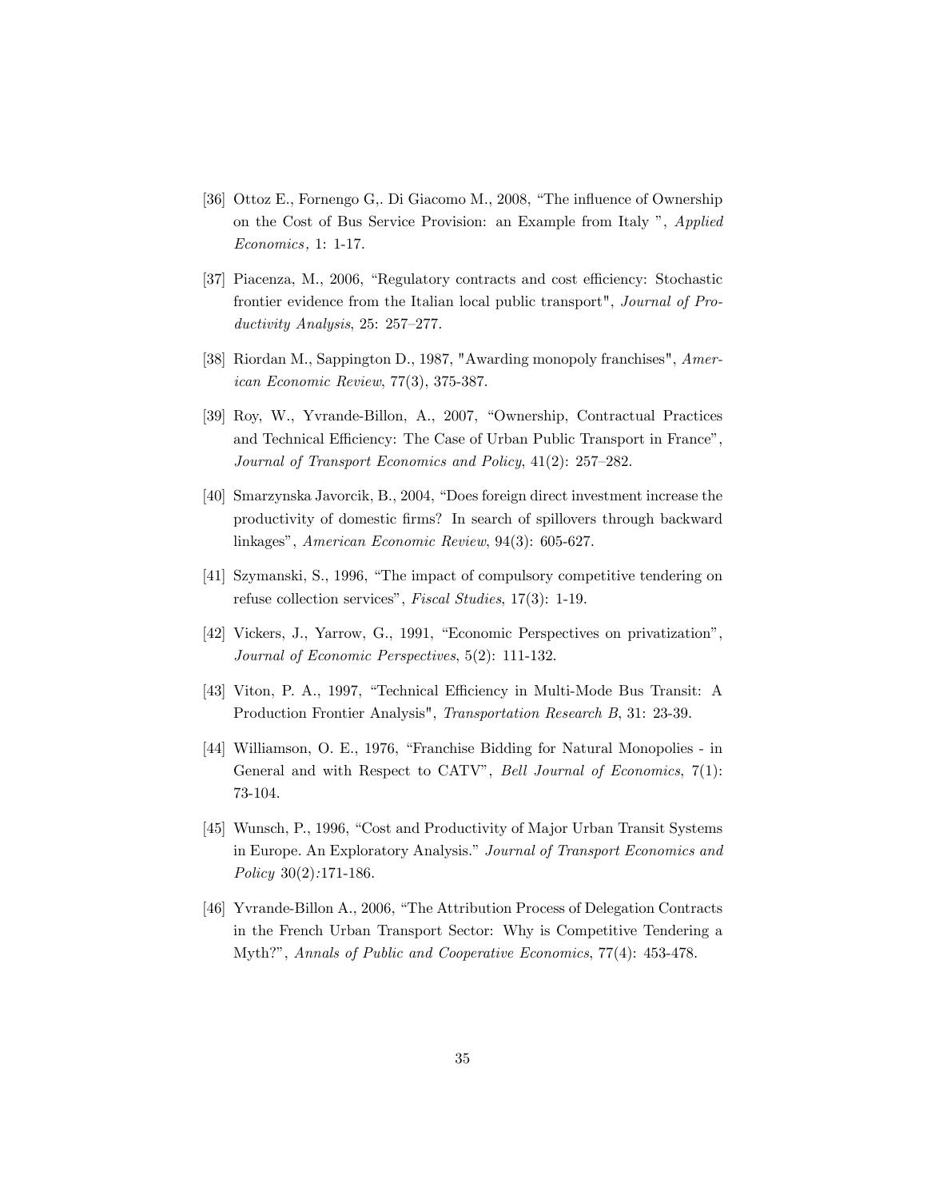[36] Ottoz E., Fornengo G,. Di Giacomo M., 2008, "The influence of Ownership on the Cost of Bus Service Provision: an Example from Italy ", *Applied Economics,* 1: 1-17.

[37] Piacenza, M., 2006, "Regulatory contracts and cost efficiency: Stochastic frontier evidence from the Italian local public transport", *Journal of Productivity Analysis*, 25: 257–277.

[38] Riordan M., Sappington D., 1987, "Awarding monopoly franchises", *American Economic Review*, 77(3), 375-387.

[39] Roy, W., Yvrande-Billon, A., 2007, "Ownership, Contractual Practices and Technical Efficiency: The Case of Urban Public Transport in France", *Journal of Transport Economics and Policy*, 41(2): 257–282.

[40] Smarzynska Javorcik, B., 2004, "Does foreign direct investment increase the productivity of domestic firms? In search of spillovers through backward linkages", *American Economic Review*, 94(3): 605-627.

[41] Szymanski, S., 1996, "The impact of compulsory competitive tendering on refuse collection services", *Fiscal Studies*, 17(3): 1-19.

[42] Vickers, J., Yarrow, G., 1991, "Economic Perspectives on privatization", *Journal of Economic Perspectives*, 5(2): 111-132.

[43] Viton, P. A., 1997, "Technical Efficiency in Multi-Mode Bus Transit: A Production Frontier Analysis", *Transportation Research B*, 31: 23-39.

[44] Williamson, O. E., 1976, "Franchise Bidding for Natural Monopolies - in General and with Respect to CATV", *Bell Journal of Economics*, 7(1): 73-104.

[45] Wunsch, P., 1996, "Cost and Productivity of Major Urban Transit Systems in Europe. An Exploratory Analysis." *Journal of Transport Economics and Policy* 30(2)*:*171-186.

[46] Yvrande-Billon A., 2006, "The Attribution Process of Delegation Contracts in the French Urban Transport Sector: Why is Competitive Tendering a Myth?", *Annals of Public and Cooperative Economics*, 77(4): 453-478.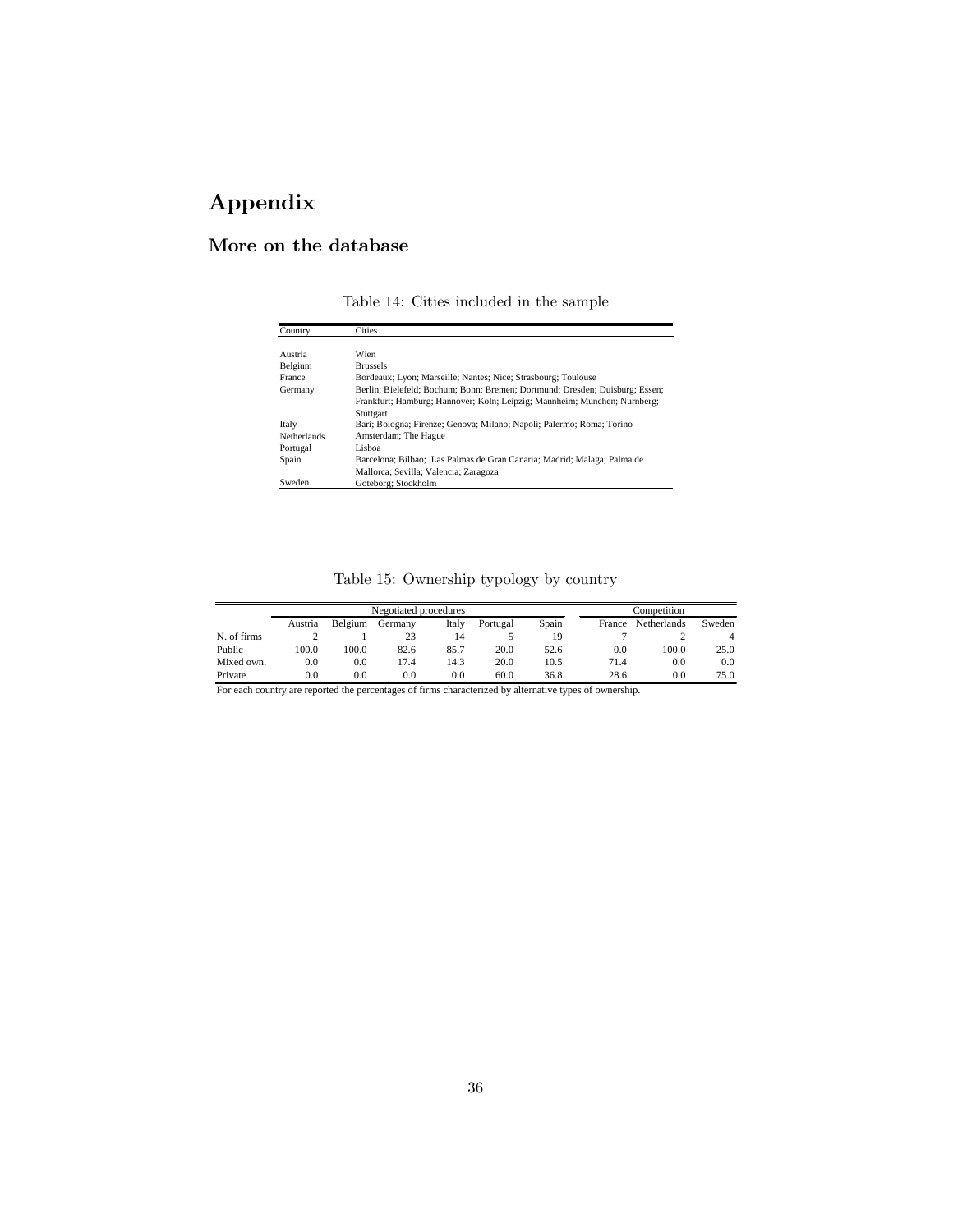# Appendix

## More on the database

Table 14: Cities included in the sample

| Country | Cities |
|---|---|
| Austria | Wien |
| Belgium | Brussels |
| France | Bordeaux; Lyon; Marseille; Nantes; Nice; Strasbourg; Toulouse |
| Germany | Berlin; Bielefeld; Bochum; Bonn; Bremen; Dortmund; Dresden; Duisburg; Essen; Frankfurt; Hamburg; Hannover; Koln; Leipzig; Mannheim; Munchen; Nurnberg; Stuttgart |
| Italy | Bari; Bologna; Firenze; Genova; Milano; Napoli; Palermo; Roma; Torino |
| Netherlands | Amsterdam; The Hague |
| Portugal | Lisboa |
| Spain | Barcelona; Bilbao; Las Palmas de Gran Canaria; Madrid; Malaga; Palma de Mallorca; Sevilla; Valencia; Zaragoza |
| Sweden | Goteborg; Stockholm |

Table 15: Ownership typology by country

| | Negotiated procedures | | | | | | Competition | | |
|---|---|---|---|---|---|---|---|---|---|
| | Austria | Belgium | Germany | Italy | Portugal | Spain | France | Netherlands | Sweden |
| N. of firms | 2 | 1 | 23 | 14 | 5 | 19 | 7 | 2 | 4 |
| Public | 100.0 | 100.0 | 82.6 | 85.7 | 20.0 | 52.6 | 0.0 | 100.0 | 25.0 |
| Mixed own. | 0.0 | 0.0 | 17.4 | 14.3 | 20.0 | 10.5 | 71.4 | 0.0 | 0.0 |
| Private | 0.0 | 0.0 | 0.0 | 0.0 | 60.0 | 36.8 | 28.6 | 0.0 | 75.0 |

For each country are reported the percentages of firms characterized by alternative types of ownership.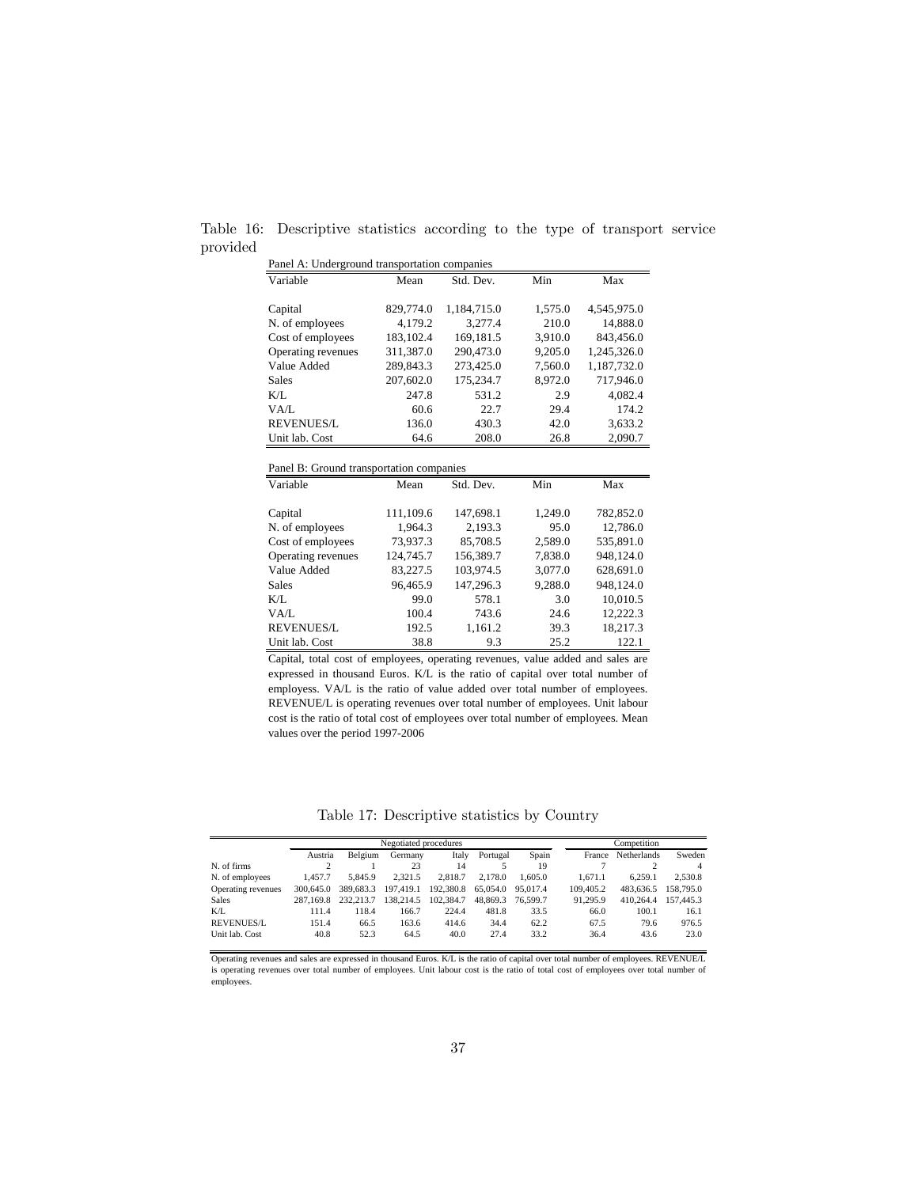Table 16: Descriptive statistics according to the type of transport service provided

Panel A: Underground transportation companies

| Variable | Mean | Std. Dev. | Min | Max |
|---|---|---|---|---|
| Capital | 829,774.0 | 1,184,715.0 | 1,575.0 | 4,545,975.0 |
| N. of employees | 4,179.2 | 3,277.4 | 210.0 | 14,888.0 |
| Cost of employees | 183,102.4 | 169,181.5 | 3,910.0 | 843,456.0 |
| Operating revenues | 311,387.0 | 290,473.0 | 9,205.0 | 1,245,326.0 |
| Value Added | 289,843.3 | 273,425.0 | 7,560.0 | 1,187,732.0 |
| Sales | 207,602.0 | 175,234.7 | 8,972.0 | 717,946.0 |
| K/L | 247.8 | 531.2 | 2.9 | 4,082.4 |
| VA/L | 60.6 | 22.7 | 29.4 | 174.2 |
| REVENUES/L | 136.0 | 430.3 | 42.0 | 3,633.2 |
| Unit lab. Cost | 64.6 | 208.0 | 26.8 | 2,090.7 |

Panel B: Ground transportation companies

| Variable | Mean | Std. Dev. | Min | Max |
|---|---|---|---|---|
| Capital | 111,109.6 | 147,698.1 | 1,249.0 | 782,852.0 |
| N. of employees | 1,964.3 | 2,193.3 | 95.0 | 12,786.0 |
| Cost of employees | 73,937.3 | 85,708.5 | 2,589.0 | 535,891.0 |
| Operating revenues | 124,745.7 | 156,389.7 | 7,838.0 | 948,124.0 |
| Value Added | 83,227.5 | 103,974.5 | 3,077.0 | 628,691.0 |
| Sales | 96,465.9 | 147,296.3 | 9,288.0 | 948,124.0 |
| K/L | 99.0 | 578.1 | 3.0 | 10,010.5 |
| VA/L | 100.4 | 743.6 | 24.6 | 12,222.3 |
| REVENUES/L | 192.5 | 1,161.2 | 39.3 | 18,217.3 |
| Unit lab. Cost | 38.8 | 9.3 | 25.2 | 122.1 |

Capital, total cost of employees, operating revenues, value added and sales are expressed in thousand Euros. K/L is the ratio of capital over total number of employess. VA/L is the ratio of value added over total number of employees. REVENUE/L is operating revenues over total number of employees. Unit labour cost is the ratio of total cost of employees over total number of employees. Mean values over the period 1997-2006

Table 17: Descriptive statistics by Country

| | Negotiated procedures | | | | | | Competition | | |
|---|---|---|---|---|---|---|---|---|---|
| | Austria | Belgium | Germany | Italy | Portugal | Spain | France | Netherlands | Sweden |
| N. of firms | 2 | 1 | 23 | 14 | 5 | 19 | 7 | 2 | 4 |
| N. of employees | 1,457.7 | 5,845.9 | 2,321.5 | 2,818.7 | 2,178.0 | 1,605.0 | 1,671.1 | 6,259.1 | 2,530.8 |
| Operating revenues | 300,645.0 | 389,683.3 | 197,419.1 | 192,380.8 | 65,054.0 | 95,017.4 | 109,405.2 | 483,636.5 | 158,795.0 |
| Sales | 287,169.8 | 232,213.7 | 138,214.5 | 102,384.7 | 48,869.3 | 76,599.7 | 91,295.9 | 410,264.4 | 157,445.3 |
| K/L | 111.4 | 118.4 | 166.7 | 224.4 | 481.8 | 33.5 | 66.0 | 100.1 | 16.1 |
| REVENUES/L | 151.4 | 66.5 | 163.6 | 414.6 | 34.4 | 62.2 | 67.5 | 79.6 | 976.5 |
| Unit lab. Cost | 40.8 | 52.3 | 64.5 | 40.0 | 27.4 | 33.2 | 36.4 | 43.6 | 23.0 |

Operating revenues and sales are expressed in thousand Euros. K/L is the ratio of capital over total number of employees. REVENUE/L is operating revenues over total number of employees. Unit labour cost is the ratio of total cost of employees over total number of employees.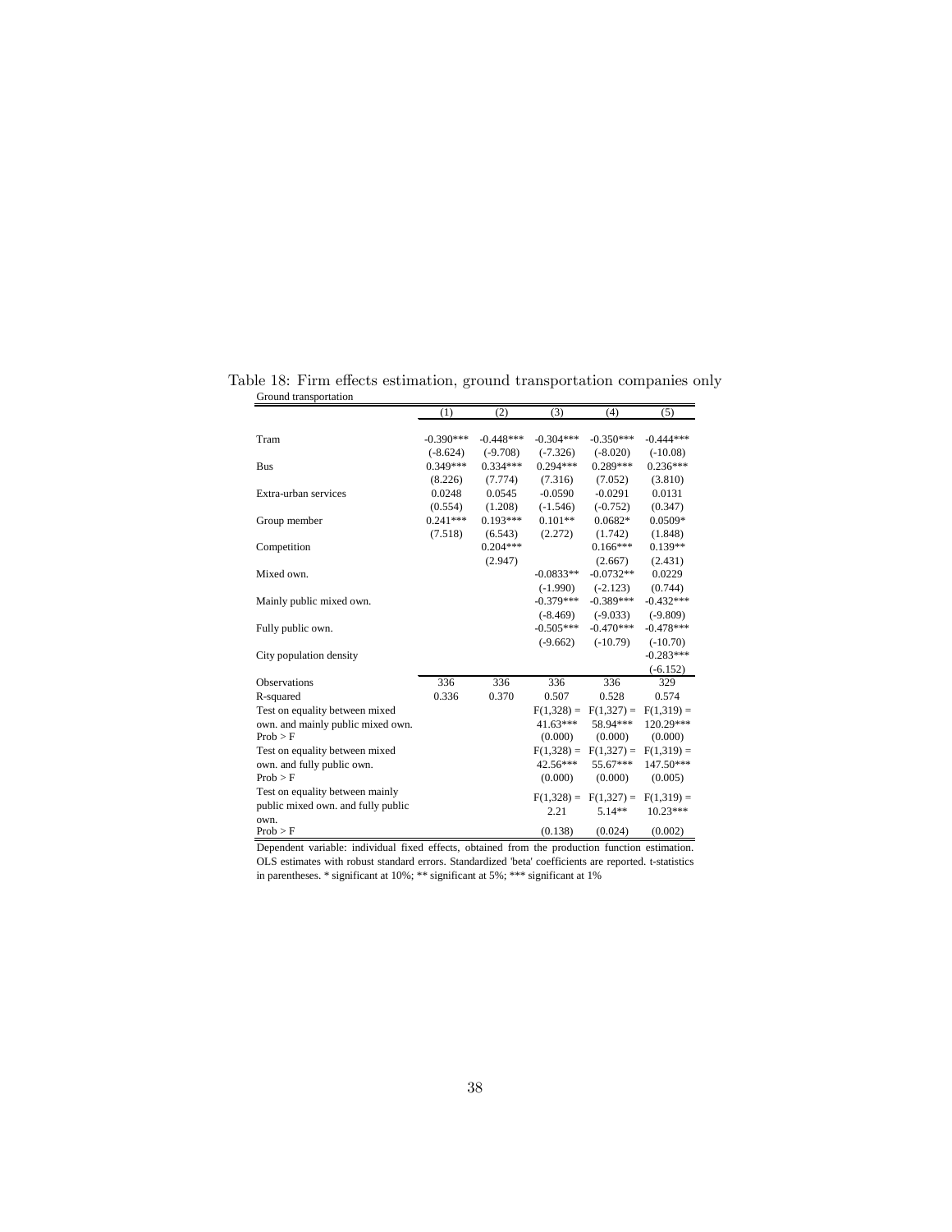Table 18: Firm effects estimation, ground transportation companies only

Ground transportation

| | (1) | (2) | (3) | (4) | (5) |
|---|---|---|---|---|---|
| Tram | -0.390*** | -0.448*** | -0.304*** | -0.350*** | -0.444*** |
| | (-8.624) | (-9.708) | (-7.326) | (-8.020) | (-10.08) |
| Bus | 0.349*** | 0.334*** | 0.294*** | 0.289*** | 0.236*** |
| | (8.226) | (7.774) | (7.316) | (7.052) | (3.810) |
| Extra-urban services | 0.0248 | 0.0545 | -0.0590 | -0.0291 | 0.0131 |
| | (0.554) | (1.208) | (-1.546) | (-0.752) | (0.347) |
| Group member | 0.241*** | 0.193*** | 0.101** | 0.0682* | 0.0509* |
| | (7.518) | (6.543) | (2.272) | (1.742) | (1.848) |
| Competition | | 0.204*** | | 0.166*** | 0.139** |
| | | (2.947) | | (2.667) | (2.431) |
| Mixed own. | | | -0.0833** | -0.0732** | 0.0229 |
| | | | (-1.990) | (-2.123) | (0.744) |
| Mainly public mixed own. | | | -0.379*** | -0.389*** | -0.432*** |
| | | | (-8.469) | (-9.033) | (-9.809) |
| Fully public own. | | | -0.505*** | -0.470*** | -0.478*** |
| | | | (-9.662) | (-10.79) | (-10.70) |
| City population density | | | | | -0.283*** |
| | | | | | (-6.152) |
| Observations | 336 | 336 | 336 | 336 | 329 |
| R-squared | 0.336 | 0.370 | 0.507 | 0.528 | 0.574 |
| Test on equality between mixed own. and mainly public mixed own. | | | F(1,328) = 41.63*** | F(1,327) = 58.94*** | F(1,319) = 120.29*** |
| Prob > F | | | (0.000) | (0.000) | (0.000) |
| Test on equality between mixed own. and fully public own. | | | F(1,328) = 42.56*** | F(1,327) = 55.67*** | F(1,319) = 147.50*** |
| Prob > F | | | (0.000) | (0.000) | (0.005) |
| Test on equality between mainly public mixed own. and fully public own. | | | F(1,328) = 2.21 | F(1,327) = 5.14** | F(1,319) = 10.23*** |
| Prob > F | | | (0.138) | (0.024) | (0.002) |

Dependent variable: individual fixed effects, obtained from the production function estimation. OLS estimates with robust standard errors. Standardized 'beta' coefficients are reported. t-statistics in parentheses. * significant at 10%; ** significant at 5%; *** significant at 1%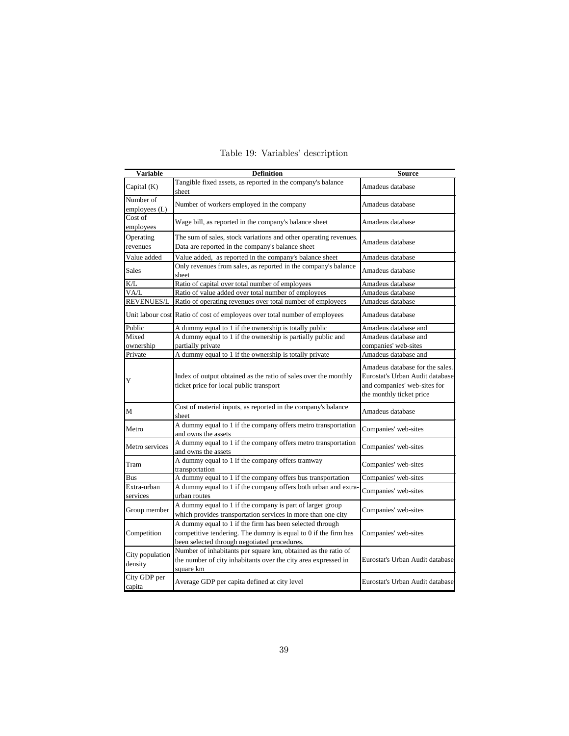Table 19: Variables' description

| Variable | Definition | Source |
| --- | --- | --- |
| Capital (K) | Tangible fixed assets, as reported in the company's balance sheet | Amadeus database |
| Number of employees (L) | Number of workers employed in the company | Amadeus database |
| Cost of employees | Wage bill, as reported in the company's balance sheet | Amadeus database |
| Operating revenues | The sum of sales, stock variations and other operating revenues. Data are reported in the company's balance sheet | Amadeus database |
| Value added | Value added, as reported in the company's balance sheet | Amadeus database |
| Sales | Only revenues from sales, as reported in the company's balance sheet | Amadeus database |
| K/L | Ratio of capital over total number of employees | Amadeus database |
| VA/L | Ratio of value added over total number of employees | Amadeus database |
| REVENUES/L | Ratio of operating revenues over total number of employees | Amadeus database |
| Unit labour cost | Ratio of cost of employees over total number of employees | Amadeus database |
| Public | A dummy equal to 1 if the ownership is totally public | Amadeus database and |
| Mixed ownership | A dummy equal to 1 if the ownership is partially public and partially private | Amadeus database and companies' web-sites |
| Private | A dummy equal to 1 if the ownership is totally private | Amadeus database and |
| Y | Index of output obtained as the ratio of sales over the monthly ticket price for local public transport | Amadeus database for the sales. Eurostat's Urban Audit database and companies' web-sites for the monthly ticket price |
| M | Cost of material inputs, as reported in the company's balance sheet | Amadeus database |
| Metro | A dummy equal to 1 if the company offers metro transportation and owns the assets | Companies' web-sites |
| Metro services | A dummy equal to 1 if the company offers metro transportation and owns the assets | Companies' web-sites |
| Tram | A dummy equal to 1 if the company offers tramway transportation | Companies' web-sites |
| Bus | A dummy equal to 1 if the company offers bus transportation | Companies' web-sites |
| Extra-urban services | A dummy equal to 1 if the company offers both urban and extra-urban routes | Companies' web-sites |
| Group member | A dummy equal to 1 if the company is part of larger group which provides transportation services in more than one city | Companies' web-sites |
| Competition | A dummy equal to 1 if the firm has been selected through competitive tendering. The dummy is equal to 0 if the firm has been selected through negotiated procedures. | Companies' web-sites |
| City population density | Number of inhabitants per square km, obtained as the ratio of the number of city inhabitants over the city area expressed in square km | Eurostat's Urban Audit database |
| City GDP per capita | Average GDP per capita defined at city level | Eurostat's Urban Audit database |